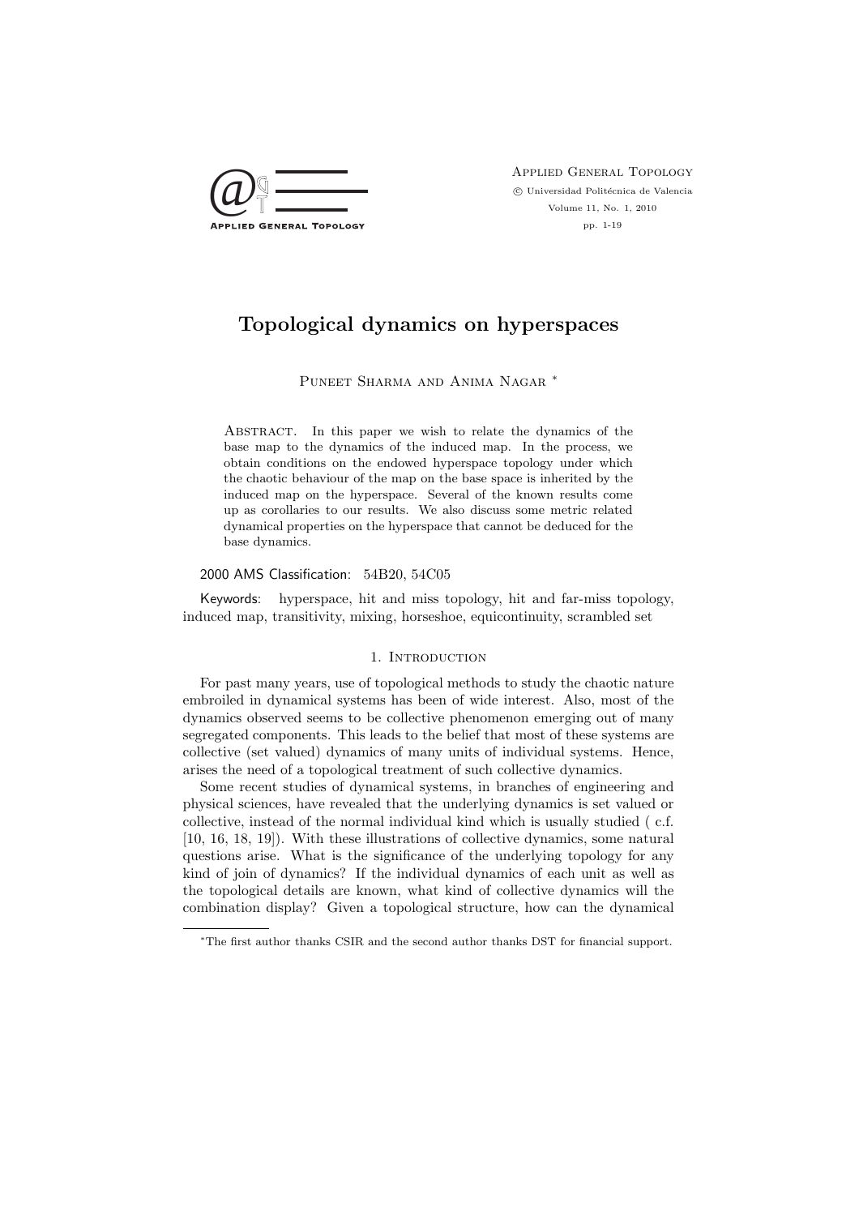# Topological dynamics on hyperspaces

Puneet Sharma and Anima Nagar *

Abstract. In this paper we wish to relate the dynamics of the base map to the dynamics of the induced map. In the process, we obtain conditions on the endowed hyperspace topology under which the chaotic behaviour of the map on the base space is inherited by the induced map on the hyperspace. Several of the known results come up as corollaries to our results. We also discuss some metric related dynamical properties on the hyperspace that cannot be deduced for the base dynamics.

2000 AMS Classification: 54B20, 54C05

Keywords: hyperspace, hit and miss topology, hit and far-miss topology, induced map, transitivity, mixing, horseshoe, equicontinuity, scrambled set

## 1. Introduction

For past many years, use of topological methods to study the chaotic nature embroiled in dynamical systems has been of wide interest. Also, most of the dynamics observed seems to be collective phenomenon emerging out of many segregated components. This leads to the belief that most of these systems are collective (set valued) dynamics of many units of individual systems. Hence, arises the need of a topological treatment of such collective dynamics.

Some recent studies of dynamical systems, in branches of engineering and physical sciences, have revealed that the underlying dynamics is set valued or collective, instead of the normal individual kind which is usually studied ( c.f. [10, 16, 18, 19]). With these illustrations of collective dynamics, some natural questions arise. What is the significance of the underlying topology for any kind of join of dynamics? If the individual dynamics of each unit as well as the topological details are known, what kind of collective dynamics will the combination display? Given a topological structure, how can the dynamical

*The first author thanks CSIR and the second author thanks DST for financial support.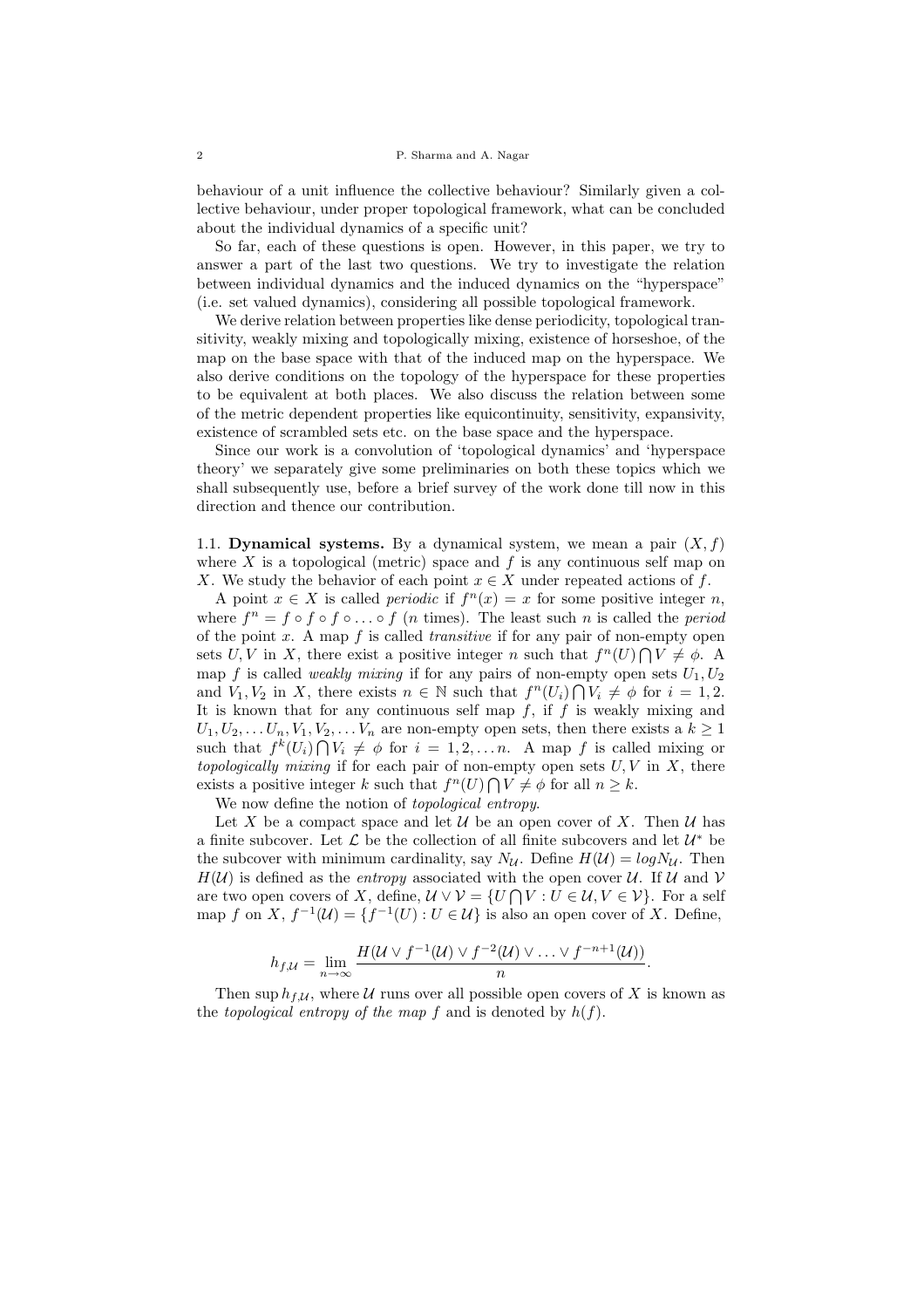behaviour of a unit influence the collective behaviour? Similarly given a collective behaviour, under proper topological framework, what can be concluded about the individual dynamics of a specific unit?

So far, each of these questions is open. However, in this paper, we try to answer a part of the last two questions. We try to investigate the relation between individual dynamics and the induced dynamics on the "hyperspace" (i.e. set valued dynamics), considering all possible topological framework.

We derive relation between properties like dense periodicity, topological transitivity, weakly mixing and topologically mixing, existence of horseshoe, of the map on the base space with that of the induced map on the hyperspace. We also derive conditions on the topology of the hyperspace for these properties to be equivalent at both places. We also discuss the relation between some of the metric dependent properties like equicontinuity, sensitivity, expansivity, existence of scrambled sets etc. on the base space and the hyperspace.

Since our work is a convolution of 'topological dynamics' and 'hyperspace theory' we separately give some preliminaries on both these topics which we shall subsequently use, before a brief survey of the work done till now in this direction and thence our contribution.

1.1. **Dynamical systems.** By a dynamical system, we mean a pair $(X, f)$ where $X$ is a topological (metric) space and $f$ is any continuous self map on $X$. We study the behavior of each point $x \in X$ under repeated actions of $f$.

A point $x \in X$ is called *periodic* if $f^n(x) = x$ for some positive integer $n$, where $f^n = f \circ f \circ f \circ \ldots \circ f$ ($n$ times). The least such $n$ is called the *period* of the point $x$. A map $f$ is called *transitive* if for any pair of non-empty open sets $U, V$ in $X$, there exist a positive integer $n$ such that $f^n(U) \bigcap V \neq \phi$. A map $f$ is called *weakly mixing* if for any pairs of non-empty open sets $U_1, U_2$ and $V_1, V_2$ in $X$, there exists $n \in \mathbb{N}$ such that $f^n(U_i) \bigcap V_i \neq \phi$ for $i = 1, 2$. It is known that for any continuous self map $f$, if $f$ is weakly mixing and $U_1, U_2, \ldots U_n, V_1, V_2, \ldots V_n$ are non-empty open sets, then there exists a $k \geq 1$ such that $f^k(U_i) \bigcap V_i \neq \phi$ for $i = 1, 2, \ldots n$. A map $f$ is called mixing or *topologically mixing* if for each pair of non-empty open sets $U, V$ in $X$, there exists a positive integer $k$ such that $f^n(U) \bigcap V \neq \phi$ for all $n \geq k$.

We now define the notion of *topological entropy*.

Let $X$ be a compact space and let $\mathcal{U}$ be an open cover of $X$. Then $\mathcal{U}$ has a finite subcover. Let $\mathcal{L}$ be the collection of all finite subcovers and let $\mathcal{U}^*$ be the subcover with minimum cardinality, say $N_{\mathcal{U}}$. Define $H(\mathcal{U}) = log N_{\mathcal{U}}$. Then $H(\mathcal{U})$ is defined as the *entropy* associated with the open cover $\mathcal{U}$. If $\mathcal{U}$ and $\mathcal{V}$ are two open covers of $X$, define, $\mathcal{U} \vee \mathcal{V} = \{U \bigcap V : U \in \mathcal{U}, V \in \mathcal{V}\}$. For a self map $f$ on $X$, $f^{-1}(\mathcal{U}) = \{f^{-1}(U) : U \in \mathcal{U}\}$ is also an open cover of $X$. Define,

$$h_{f,\mathcal{U}} = \lim_{n \to \infty} \frac{H(\mathcal{U} \vee f^{-1}(\mathcal{U}) \vee f^{-2}(\mathcal{U}) \vee \ldots \vee f^{-n+1}(\mathcal{U}))}{n}.$$

Then $\sup h_{f,\mathcal{U}}$, where $\mathcal{U}$ runs over all possible open covers of $X$ is known as the *topological entropy of the map* $f$ and is denoted by $h(f)$.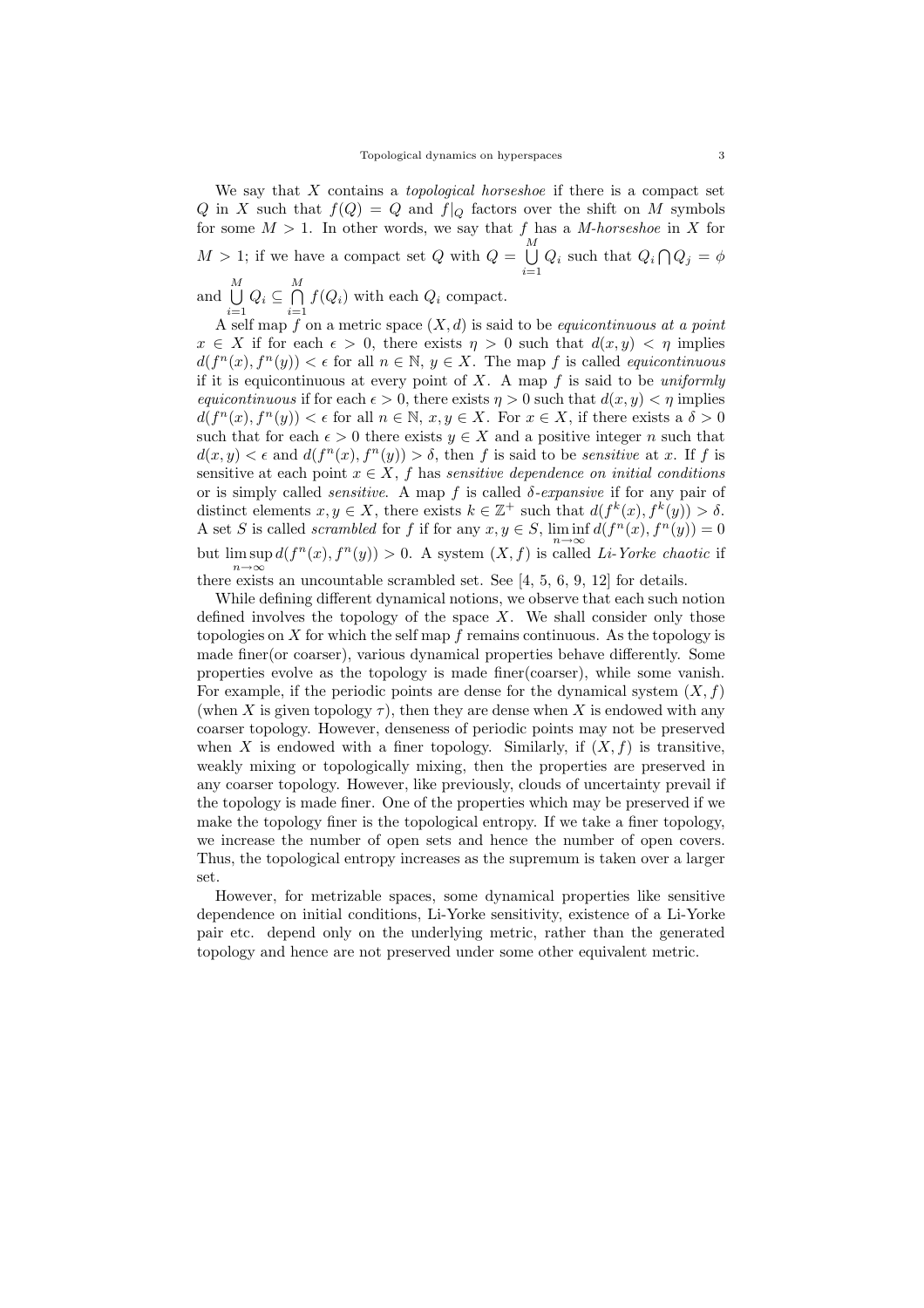We say that $X$ contains a *topological horseshoe* if there is a compact set $Q$ in $X$ such that $f(Q) = Q$ and $f|_Q$ factors over the shift on $M$ symbols for some $M > 1$. In other words, we say that $f$ has a *M-horseshoe* in $X$ for $M > 1$; if we have a compact set $Q$ with $Q = \bigcup\limits_{i=1}^{M} Q_i$ such that $Q_i \bigcap Q_j = \phi$ and $\bigcup\limits_{i=1}^{M} Q_i \subseteq \bigcap\limits_{i=1}^{M} f(Q_i)$ with each $Q_i$ compact.

A self map $f$ on a metric space $(X, d)$ is said to be *equicontinuous at a point* $x \in X$ if for each $\epsilon > 0$, there exists $\eta > 0$ such that $d(x, y) < \eta$ implies $d(f^n(x), f^n(y)) < \epsilon$ for all $n \in \mathbb{N}$, $y \in X$. The map $f$ is called *equicontinuous* if it is equicontinuous at every point of $X$. A map $f$ is said to be *uniformly equicontinuous* if for each $\epsilon > 0$, there exists $\eta > 0$ such that $d(x, y) < \eta$ implies $d(f^n(x), f^n(y)) < \epsilon$ for all $n \in \mathbb{N}$, $x, y \in X$. For $x \in X$, if there exists a $\delta > 0$ such that for each $\epsilon > 0$ there exists $y \in X$ and a positive integer $n$ such that $d(x, y) < \epsilon$ and $d(f^n(x), f^n(y)) > \delta$, then $f$ is said to be *sensitive* at $x$. If $f$ is sensitive at each point $x \in X$, $f$ has *sensitive dependence on initial conditions* or is simply called *sensitive*. A map $f$ is called *$\delta$-expansive* if for any pair of distinct elements $x, y \in X$, there exists $k \in \mathbb{Z}^+$ such that $d(f^k(x), f^k(y)) > \delta$. A set $S$ is called *scrambled* for $f$ if for any $x, y \in S$, $\liminf\limits_{n\to\infty} d(f^n(x), f^n(y)) = 0$ but $\limsup\limits_{n\to\infty} d(f^n(x), f^n(y)) > 0$. A system $(X, f)$ is called *Li-Yorke chaotic* if there exists an uncountable scrambled set. See [4, 5, 6, 9, 12] for details.

While defining different dynamical notions, we observe that each such notion defined involves the topology of the space $X$. We shall consider only those topologies on $X$ for which the self map $f$ remains continuous. As the topology is made finer(or coarser), various dynamical properties behave differently. Some properties evolve as the topology is made finer(coarser), while some vanish. For example, if the periodic points are dense for the dynamical system $(X, f)$ (when $X$ is given topology $\tau$), then they are dense when $X$ is endowed with any coarser topology. However, denseness of periodic points may not be preserved when $X$ is endowed with a finer topology. Similarly, if $(X, f)$ is transitive, weakly mixing or topologically mixing, then the properties are preserved in any coarser topology. However, like previously, clouds of uncertainty prevail if the topology is made finer. One of the properties which may be preserved if we make the topology finer is the topological entropy. If we take a finer topology, we increase the number of open sets and hence the number of open covers. Thus, the topological entropy increases as the supremum is taken over a larger set.

However, for metrizable spaces, some dynamical properties like sensitive dependence on initial conditions, Li-Yorke sensitivity, existence of a Li-Yorke pair etc. depend only on the underlying metric, rather than the generated topology and hence are not preserved under some other equivalent metric.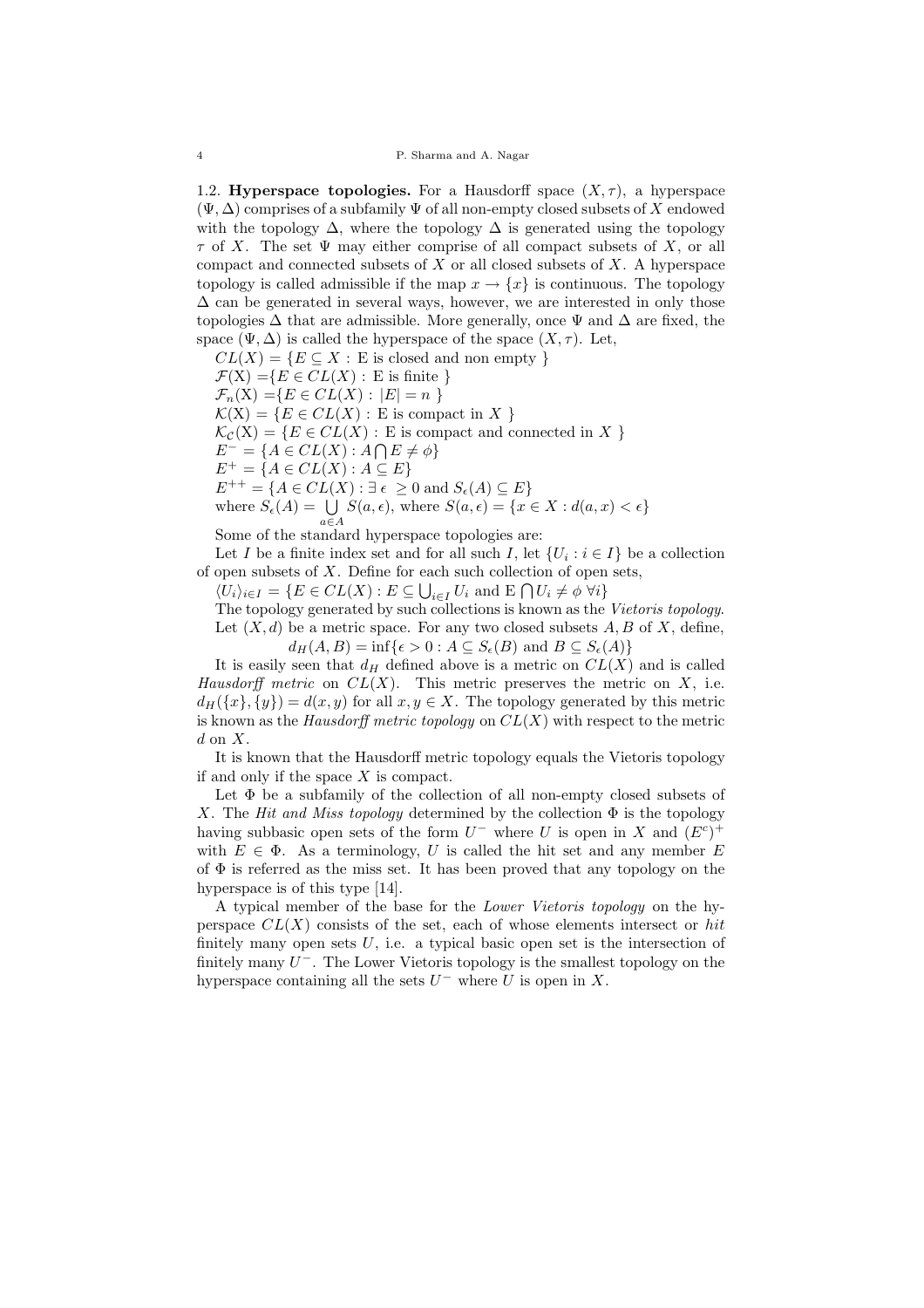1.2. **Hyperspace topologies.** For a Hausdorff space $(X, \tau)$, a hyperspace $(\Psi, \Delta)$ comprises of a subfamily $\Psi$ of all non-empty closed subsets of $X$ endowed with the topology $\Delta$, where the topology $\Delta$ is generated using the topology $\tau$ of $X$. The set $\Psi$ may either comprise of all compact subsets of $X$, or all compact and connected subsets of $X$ or all closed subsets of $X$. A hyperspace topology is called admissible if the map $x \to \{x\}$ is continuous. The topology $\Delta$ can be generated in several ways, however, we are interested in only those topologies $\Delta$ that are admissible. More generally, once $\Psi$ and $\Delta$ are fixed, the space $(\Psi, \Delta)$ is called the hyperspace of the space $(X, \tau)$. Let,

$CL(X) = \{E \subseteq X :$ E is closed and non empty $\}$

$\mathcal{F}(\mathrm{X}) = \{E \in CL(X) :$ E is finite $\}$

$\mathcal{F}_n(\mathrm{X}) = \{E \in CL(X) : |E| = n\}$

$\mathcal{K}(\mathrm{X}) = \{E \in CL(X) :$ E is compact in $X\}$

$\mathcal{K}_{\mathcal{C}}(\mathrm{X}) = \{E \in CL(X) :$ E is compact and connected in $X\}$

$E^- = \{A \in CL(X) : A \bigcap E \neq \phi\}$

$E^+ = \{A \in CL(X) : A \subseteq E\}$

$E^{++} = \{A \in CL(X) : \exists\ \epsilon \ \geq 0$ and $S_\epsilon(A) \subseteq E\}$

where $S_\epsilon(A) = \bigcup\limits_{a \in A} S(a, \epsilon)$, where $S(a, \epsilon) = \{x \in X : d(a, x) < \epsilon\}$

Some of the standard hyperspace topologies are:

Let $I$ be a finite index set and for all such $I$, let $\{U_i : i \in I\}$ be a collection of open subsets of $X$. Define for each such collection of open sets,

$\langle U_i \rangle_{i \in I} = \{E \in CL(X) : E \subseteq \bigcup_{i \in I} U_i$ and E $\bigcap U_i \neq \phi\ \forall i\}$

The topology generated by such collections is known as the *Vietoris topology*.

Let $(X, d)$ be a metric space. For any two closed subsets $A, B$ of $X$, define,

$$d_H(A, B) = \inf\{\epsilon > 0 : A \subseteq S_\epsilon(B) \text{ and } B \subseteq S_\epsilon(A)\}$$

It is easily seen that $d_H$ defined above is a metric on $CL(X)$ and is called *Hausdorff metric* on $CL(X)$. This metric preserves the metric on $X$, i.e. $d_H(\{x\}, \{y\}) = d(x, y)$ for all $x, y \in X$. The topology generated by this metric is known as the *Hausdorff metric topology* on $CL(X)$ with respect to the metric $d$ on $X$.

It is known that the Hausdorff metric topology equals the Vietoris topology if and only if the space $X$ is compact.

Let $\Phi$ be a subfamily of the collection of all non-empty closed subsets of $X$. The *Hit and Miss topology* determined by the collection $\Phi$ is the topology having subbasic open sets of the form $U^-$ where $U$ is open in $X$ and $(E^c)^+$ with $E \in \Phi$. As a terminology, $U$ is called the hit set and any member $E$ of $\Phi$ is referred as the miss set. It has been proved that any topology on the hyperspace is of this type [14].

A typical member of the base for the *Lower Vietoris topology* on the hyperspace $CL(X)$ consists of the set, each of whose elements intersect or *hit* finitely many open sets $U$, i.e. a typical basic open set is the intersection of finitely many $U^-$. The Lower Vietoris topology is the smallest topology on the hyperspace containing all the sets $U^-$ where $U$ is open in $X$.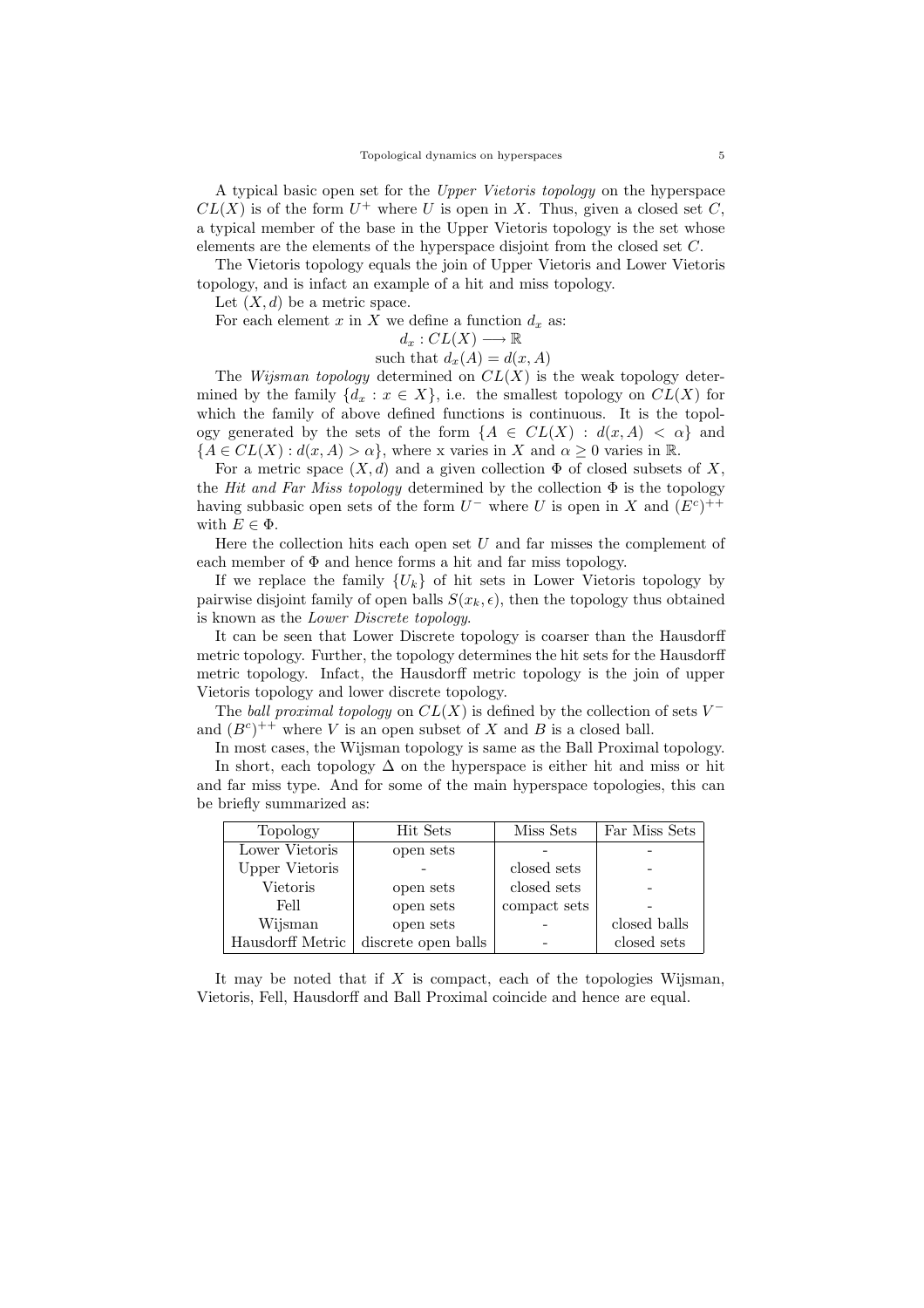A typical basic open set for the *Upper Vietoris topology* on the hyperspace $CL(X)$ is of the form $U^+$ where $U$ is open in $X$. Thus, given a closed set $C$, a typical member of the base in the Upper Vietoris topology is the set whose elements are the elements of the hyperspace disjoint from the closed set $C$.

The Vietoris topology equals the join of Upper Vietoris and Lower Vietoris topology, and is infact an example of a hit and miss topology.

Let $(X, d)$ be a metric space.

For each element $x$ in $X$ we define a function $d_x$ as:

$$d_x : CL(X) \longrightarrow \mathbb{R}$$
$$\text{such that } d_x(A) = d(x, A)$$

The *Wijsman topology* determined on $CL(X)$ is the weak topology determined by the family $\{d_x : x \in X\}$, i.e. the smallest topology on $CL(X)$ for which the family of above defined functions is continuous. It is the topology generated by the sets of the form $\{A \in CL(X) : d(x, A) < \alpha\}$ and $\{A \in CL(X) : d(x, A) > \alpha\}$, where x varies in $X$ and $\alpha \geq 0$ varies in $\mathbb{R}$.

For a metric space $(X, d)$ and a given collection $\Phi$ of closed subsets of $X$, the *Hit and Far Miss topology* determined by the collection $\Phi$ is the topology having subbasic open sets of the form $U^-$ where $U$ is open in $X$ and $(E^c)^{++}$ with $E \in \Phi$.

Here the collection hits each open set $U$ and far misses the complement of each member of $\Phi$ and hence forms a hit and far miss topology.

If we replace the family $\{U_k\}$ of hit sets in Lower Vietoris topology by pairwise disjoint family of open balls $S(x_k, \epsilon)$, then the topology thus obtained is known as the *Lower Discrete topology*.

It can be seen that Lower Discrete topology is coarser than the Hausdorff metric topology. Further, the topology determines the hit sets for the Hausdorff metric topology. Infact, the Hausdorff metric topology is the join of upper Vietoris topology and lower discrete topology.

The *ball proximal topology* on $CL(X)$ is defined by the collection of sets $V^-$ and $(B^c)^{++}$ where $V$ is an open subset of $X$ and $B$ is a closed ball.

In most cases, the Wijsman topology is same as the Ball Proximal topology.

In short, each topology $\Delta$ on the hyperspace is either hit and miss or hit and far miss type. And for some of the main hyperspace topologies, this can be briefly summarized as:

| Topology | Hit Sets | Miss Sets | Far Miss Sets |
|---|---|---|---|
| Lower Vietoris | open sets | - | - |
| Upper Vietoris | - | closed sets | - |
| Vietoris | open sets | closed sets | - |
| Fell | open sets | compact sets | - |
| Wijsman | open sets | - | closed balls |
| Hausdorff Metric | discrete open balls | - | closed sets |

It may be noted that if $X$ is compact, each of the topologies Wijsman, Vietoris, Fell, Hausdorff and Ball Proximal coincide and hence are equal.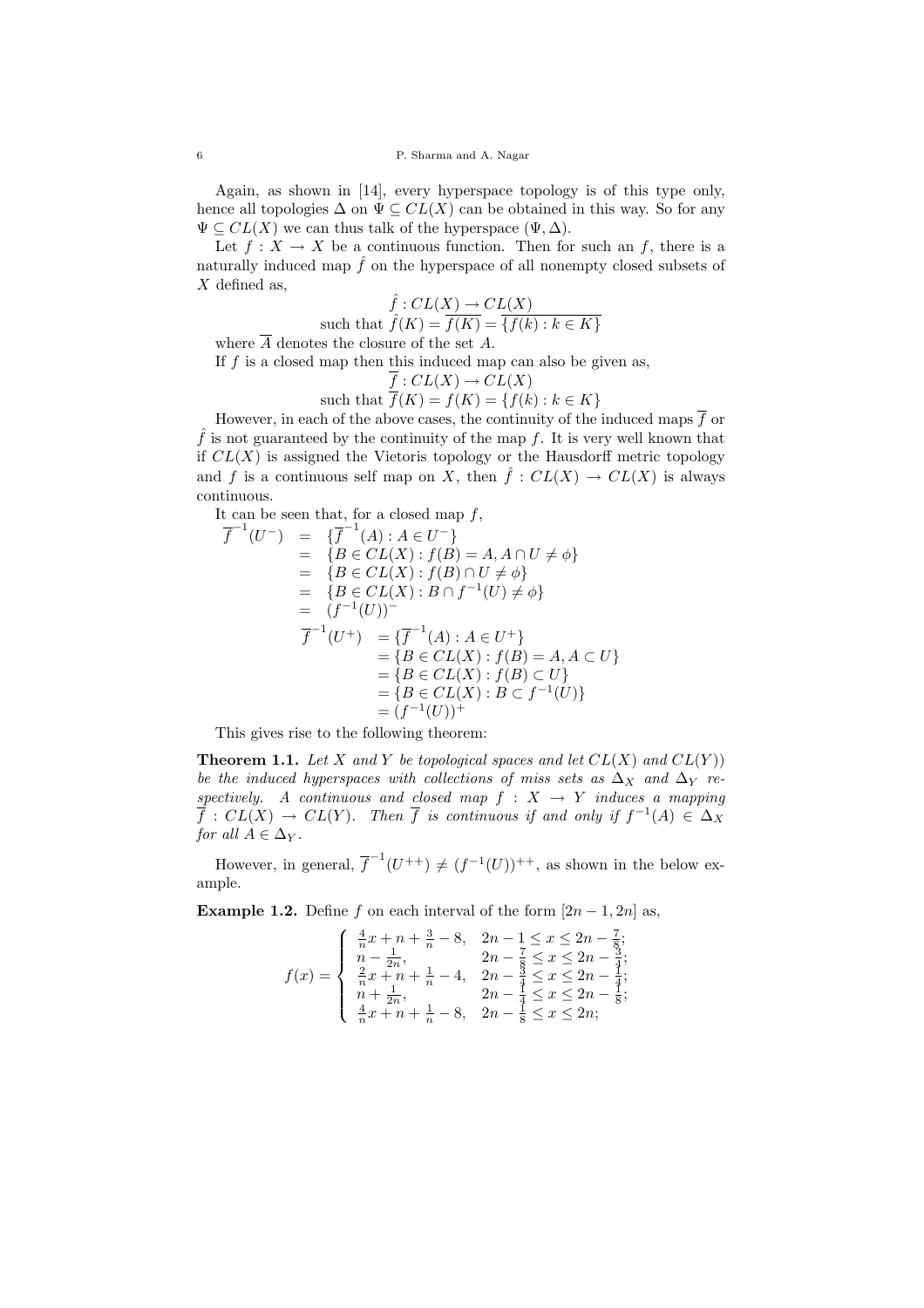Again, as shown in [14], every hyperspace topology is of this type only, hence all topologies $\Delta$ on $\Psi \subseteq CL(X)$ can be obtained in this way. So for any $\Psi \subseteq CL(X)$ we can thus talk of the hyperspace $(\Psi, \Delta)$.

Let $f : X \to X$ be a continuous function. Then for such an $f$, there is a naturally induced map $\hat{f}$ on the hyperspace of all nonempty closed subsets of $X$ defined as,

$$\hat{f} : CL(X) \to CL(X)$$
$$\text{such that } \hat{f}(K) = \overline{f(K)} = \overline{\{f(k) : k \in K\}}$$

where $\overline{A}$ denotes the closure of the set $A$.

If $f$ is a closed map then this induced map can also be given as,

$$\overline{f} : CL(X) \to CL(X)$$
$$\text{such that } \overline{f}(K) = f(K) = \{f(k) : k \in K\}$$

However, in each of the above cases, the continuity of the induced maps $\overline{f}$ or $\hat{f}$ is not guaranteed by the continuity of the map $f$. It is very well known that if $CL(X)$ is assigned the Vietoris topology or the Hausdorff metric topology and $f$ is a continuous self map on $X$, then $\hat{f} : CL(X) \to CL(X)$ is always continuous.

It can be seen that, for a closed map $f$,

$$\begin{aligned}
\overline{f}^{-1}(U^-) &= \{\overline{f}^{-1}(A) : A \in U^-\} \\
&= \{B \in CL(X) : f(B) = A, A \cap U \neq \phi\} \\
&= \{B \in CL(X) : f(B) \cap U \neq \phi\} \\
&= \{B \in CL(X) : B \cap f^{-1}(U) \neq \phi\} \\
&= (f^{-1}(U))^-
\end{aligned}$$

$$\begin{aligned}
\overline{f}^{-1}(U^+) &= \{\overline{f}^{-1}(A) : A \in U^+\} \\
&= \{B \in CL(X) : f(B) = A, A \subset U\} \\
&= \{B \in CL(X) : f(B) \subset U\} \\
&= \{B \in CL(X) : B \subset f^{-1}(U)\} \\
&= (f^{-1}(U))^+
\end{aligned}$$

This gives rise to the following theorem:

**Theorem 1.1.** *Let $X$ and $Y$ be topological spaces and let $CL(X)$ and $CL(Y)$) be the induced hyperspaces with collections of miss sets as $\Delta_X$ and $\Delta_Y$ respectively. A continuous and closed map $f : X \to Y$ induces a mapping $\overline{f} : CL(X) \to CL(Y)$. Then $\overline{f}$ is continuous if and only if $f^{-1}(A) \in \Delta_X$ for all $A \in \Delta_Y$.*

However, in general, $\overline{f}^{-1}(U^{++}) \neq (f^{-1}(U))^{++}$, as shown in the below example.

**Example 1.2.** Define $f$ on each interval of the form $[2n-1, 2n]$ as,

$$f(x) = \begin{cases} \frac{4}{n}x + n + \frac{3}{n} - 8, & 2n-1 \leq x \leq 2n - \frac{7}{8}; \\ n - \frac{1}{2n}, & 2n - \frac{7}{8} \leq x \leq 2n - \frac{3}{4}; \\ \frac{2}{n}x + n + \frac{1}{n} - 4, & 2n - \frac{3}{4} \leq x \leq 2n - \frac{1}{4}; \\ n + \frac{1}{2n}, & 2n - \frac{1}{4} \leq x \leq 2n - \frac{1}{8}; \\ \frac{4}{n}x + n + \frac{1}{n} - 8, & 2n - \frac{1}{8} \leq x \leq 2n; \end{cases}$$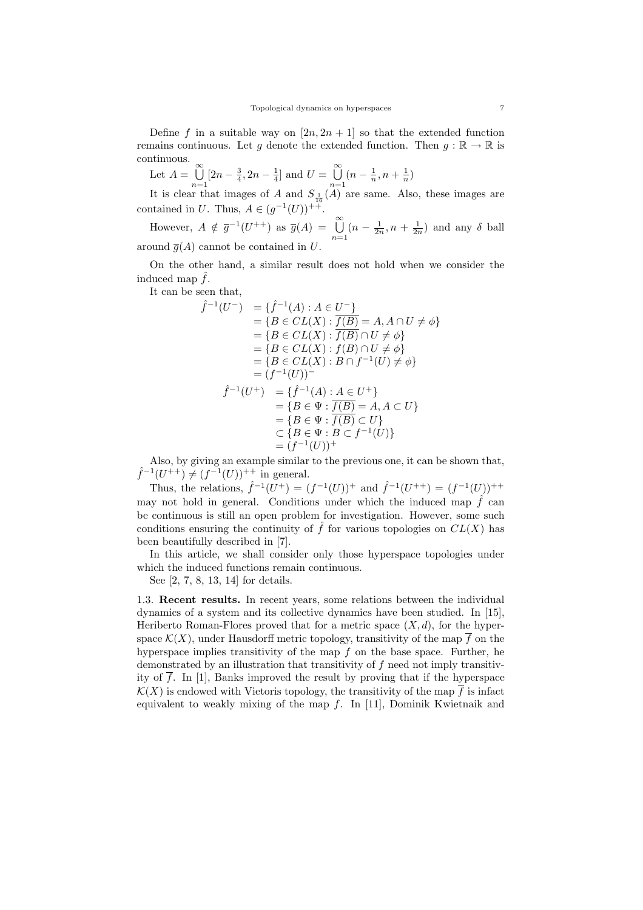Define $f$ in a suitable way on $[2n, 2n+1]$ so that the extended function remains continuous. Let $g$ denote the extended function. Then $g : \mathbb{R} \to \mathbb{R}$ is continuous.

Let $A = \bigcup_{n=1}^{\infty} [2n - \frac{3}{4}, 2n - \frac{1}{4}]$ and $U = \bigcup_{n=1}^{\infty} (n - \frac{1}{n}, n + \frac{1}{n})$

It is clear that images of $A$ and $S_{\frac{1}{16}}(A)$ are same. Also, these images are contained in $U$. Thus, $A \in (g^{-1}(U))^{++}$.

However, $A \notin \overline{g}^{-1}(U^{++})$ as $\overline{g}(A) = \bigcup_{n=1}^{\infty} (n - \frac{1}{2n}, n + \frac{1}{2n})$ and any $\delta$ ball around $\overline{g}(A)$ cannot be contained in $U$.

On the other hand, a similar result does not hold when we consider the induced map $\hat{f}$.

It can be seen that,

$$
\begin{aligned}
\hat{f}^{-1}(U^{-}) &= \{\hat{f}^{-1}(A) : A \in U^{-}\} \\
&= \{B \in CL(X) : \overline{f(B)} = A, A \cap U \neq \phi\} \\
&= \{B \in CL(X) : \overline{f(B)} \cap U \neq \phi\} \\
&= \{B \in CL(X) : f(B) \cap U \neq \phi\} \\
&= \{B \in CL(X) : B \cap f^{-1}(U) \neq \phi\} \\
&= (f^{-1}(U))^{-}
\end{aligned}
$$

$$
\begin{aligned}
\hat{f}^{-1}(U^{+}) &= \{\hat{f}^{-1}(A) : A \in U^{+}\} \\
&= \{B \in \Psi : \overline{f(B)} = A, A \subset U\} \\
&= \{B \in \Psi : \overline{f(B)} \subset U\} \\
&\subset \{B \in \Psi : B \subset f^{-1}(U)\} \\
&= (f^{-1}(U))^{+}
\end{aligned}
$$

Also, by giving an example similar to the previous one, it can be shown that, $\hat{f}^{-1}(U^{++}) \neq (f^{-1}(U))^{++}$ in general.

Thus, the relations, $\hat{f}^{-1}(U^{+}) = (f^{-1}(U))^{+}$ and $\hat{f}^{-1}(U^{++}) = (f^{-1}(U))^{++}$ may not hold in general. Conditions under which the induced map $\hat{f}$ can be continuous is still an open problem for investigation. However, some such conditions ensuring the continuity of $\hat{f}$ for various topologies on $CL(X)$ has been beautifully described in [7].

In this article, we shall consider only those hyperspace topologies under which the induced functions remain continuous.

See [2, 7, 8, 13, 14] for details.

1.3. **Recent results.** In recent years, some relations between the individual dynamics of a system and its collective dynamics have been studied. In [15], Heriberto Roman-Flores proved that for a metric space $(X, d)$, for the hyperspace $\mathcal{K}(X)$, under Hausdorff metric topology, transitivity of the map $\overline{f}$ on the hyperspace implies transitivity of the map $f$ on the base space. Further, he demonstrated by an illustration that transitivity of $f$ need not imply transitivity of $\overline{f}$. In [1], Banks improved the result by proving that if the hyperspace $\mathcal{K}(X)$ is endowed with Vietoris topology, the transitivity of the map $\overline{f}$ is infact equivalent to weakly mixing of the map $f$. In [11], Dominik Kwietnaik and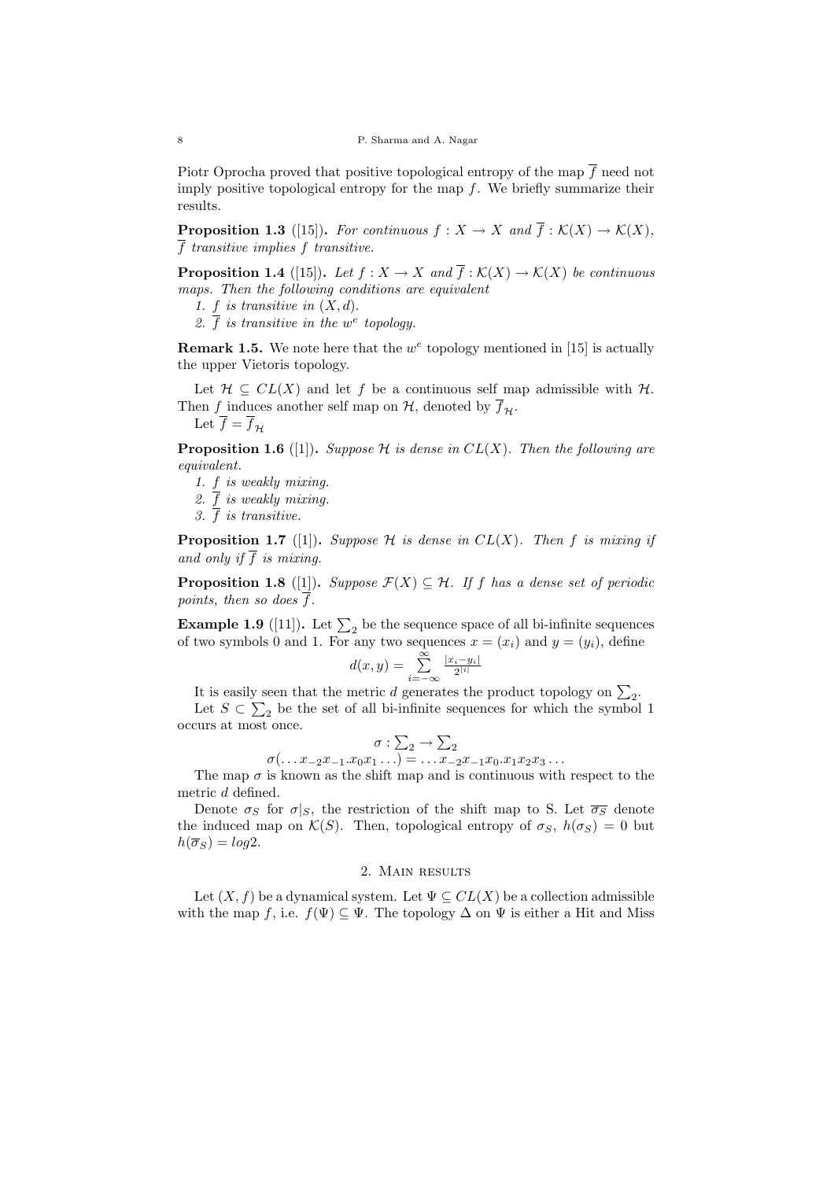Piotr Oprocha proved that positive topological entropy of the map $\overline{f}$ need not imply positive topological entropy for the map $f$. We briefly summarize their results.

**Proposition 1.3** ([15]). *For continuous $f : X \to X$ and $\overline{f} : \mathcal{K}(X) \to \mathcal{K}(X)$, $\overline{f}$ transitive implies $f$ transitive.*

**Proposition 1.4** ([15]). *Let $f : X \to X$ and $\overline{f} : \mathcal{K}(X) \to \mathcal{K}(X)$ be continuous maps. Then the following conditions are equivalent*

1. *$f$ is transitive in $(X, d)$.*
2. *$\overline{f}$ is transitive in the $w^e$ topology.*

**Remark 1.5.** We note here that the $w^e$ topology mentioned in [15] is actually the upper Vietoris topology.

Let $\mathcal{H} \subseteq CL(X)$ and let $f$ be a continuous self map admissible with $\mathcal{H}$. Then $f$ induces another self map on $\mathcal{H}$, denoted by $\overline{f}_{\mathcal{H}}$.

Let $\overline{f} = \overline{f}_{\mathcal{H}}$

**Proposition 1.6** ([1]). *Suppose $\mathcal{H}$ is dense in $CL(X)$. Then the following are equivalent.*

1. *$f$ is weakly mixing.*
2. *$\overline{f}$ is weakly mixing.*
3. *$\overline{f}$ is transitive.*

**Proposition 1.7** ([1]). *Suppose $\mathcal{H}$ is dense in $CL(X)$. Then $f$ is mixing if and only if $\overline{f}$ is mixing.*

**Proposition 1.8** ([1]). *Suppose $\mathcal{F}(X) \subseteq \mathcal{H}$. If $f$ has a dense set of periodic points, then so does $\overline{f}$.*

**Example 1.9** ([11]). Let $\sum_2$ be the sequence space of all bi-infinite sequences of two symbols 0 and 1. For any two sequences $x = (x_i)$ and $y = (y_i)$, define

$$d(x, y) = \sum_{i=-\infty}^{\infty} \frac{|x_i - y_i|}{2^{|i|}}$$

It is easily seen that the metric $d$ generates the product topology on $\sum_2$.

Let $S \subset \sum_2$ be the set of all bi-infinite sequences for which the symbol 1 occurs at most once.

$$\sigma : \textstyle\sum_2 \to \sum_2$$

$$\sigma(\ldots x_{-2}x_{-1}.x_0x_1\ldots) = \ldots x_{-2}x_{-1}x_0.x_1x_2x_3\ldots$$

The map $\sigma$ is known as the shift map and is continuous with respect to the metric $d$ defined.

Denote $\sigma_S$ for $\sigma|_S$, the restriction of the shift map to S. Let $\overline{\sigma_S}$ denote the induced map on $\mathcal{K}(S)$. Then, topological entropy of $\sigma_S$, $h(\sigma_S) = 0$ but $h(\overline{\sigma}_S) = log2$.

## 2. Main results

Let $(X, f)$ be a dynamical system. Let $\Psi \subseteq CL(X)$ be a collection admissible with the map $f$, i.e. $f(\Psi) \subseteq \Psi$. The topology $\Delta$ on $\Psi$ is either a Hit and Miss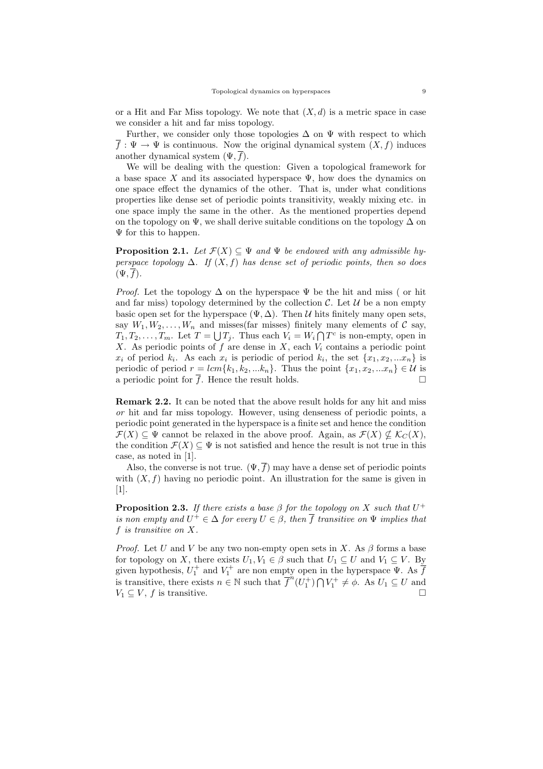or a Hit and Far Miss topology. We note that $(X, d)$ is a metric space in case we consider a hit and far miss topology.

Further, we consider only those topologies $\Delta$ on $\Psi$ with respect to which $\overline{f} : \Psi \to \Psi$ is continuous. Now the original dynamical system $(X, f)$ induces another dynamical system $(\Psi, \overline{f})$.

We will be dealing with the question: Given a topological framework for a base space $X$ and its associated hyperspace $\Psi$, how does the dynamics on one space effect the dynamics of the other. That is, under what conditions properties like dense set of periodic points transitivity, weakly mixing etc. in one space imply the same in the other. As the mentioned properties depend on the topology on $\Psi$, we shall derive suitable conditions on the topology $\Delta$ on $\Psi$ for this to happen.

**Proposition 2.1.** *Let $\mathcal{F}(X) \subseteq \Psi$ and $\Psi$ be endowed with any admissible hyperspace topology $\Delta$. If $(X, f)$ has dense set of periodic points, then so does $(\Psi, \overline{f})$.*

*Proof.* Let the topology $\Delta$ on the hyperspace $\Psi$ be the hit and miss ( or hit and far miss) topology determined by the collection $\mathcal{C}$. Let $\mathcal{U}$ be a non empty basic open set for the hyperspace $(\Psi, \Delta)$. Then $\mathcal{U}$ hits finitely many open sets, say $W_1, W_2, \ldots, W_n$ and misses(far misses) finitely many elements of $\mathcal{C}$ say, $T_1, T_2, \ldots, T_m$. Let $T = \bigcup T_j$. Thus each $V_i = W_i \bigcap T^c$ is non-empty, open in $X$. As periodic points of $f$ are dense in $X$, each $V_i$ contains a periodic point $x_i$ of period $k_i$. As each $x_i$ is periodic of period $k_i$, the set $\{x_1, x_2, ...x_n\}$ is periodic of period $r = lcm\{k_1, k_2, ...k_n\}$. Thus the point $\{x_1, x_2, ...x_n\} \in \mathcal{U}$ is a periodic point for $\overline{f}$. Hence the result holds. □

**Remark 2.2.** It can be noted that the above result holds for any hit and miss *or* hit and far miss topology. However, using denseness of periodic points, a periodic point generated in the hyperspace is a finite set and hence the condition $\mathcal{F}(X) \subseteq \Psi$ cannot be relaxed in the above proof. Again, as $\mathcal{F}(X) \nsubseteq \mathcal{K}_C(X)$, the condition $\mathcal{F}(X) \subseteq \Psi$ is not satisfied and hence the result is not true in this case, as noted in [1].

Also, the converse is not true. $(\Psi, \overline{f})$ may have a dense set of periodic points with $(X, f)$ having no periodic point. An illustration for the same is given in [1].

**Proposition 2.3.** *If there exists a base $\beta$ for the topology on $X$ such that $U^+$ is non empty and $U^+ \in \Delta$ for every $U \in \beta$, then $\overline{f}$ transitive on $\Psi$ implies that $f$ is transitive on $X$.*

*Proof.* Let $U$ and $V$ be any two non-empty open sets in $X$. As $\beta$ forms a base for topology on $X$, there exists $U_1, V_1 \in \beta$ such that $U_1 \subseteq U$ and $V_1 \subseteq V$. By given hypothesis, $U_1^+$ and $V_1^+$ are non empty open in the hyperspace $\Psi$. As $\overline{f}$ is transitive, there exists $n \in \mathbb{N}$ such that $\overline{f}^n(U_1^+) \bigcap V_1^+ \neq \phi$. As $U_1 \subseteq U$ and $V_1 \subseteq V$, $f$ is transitive. □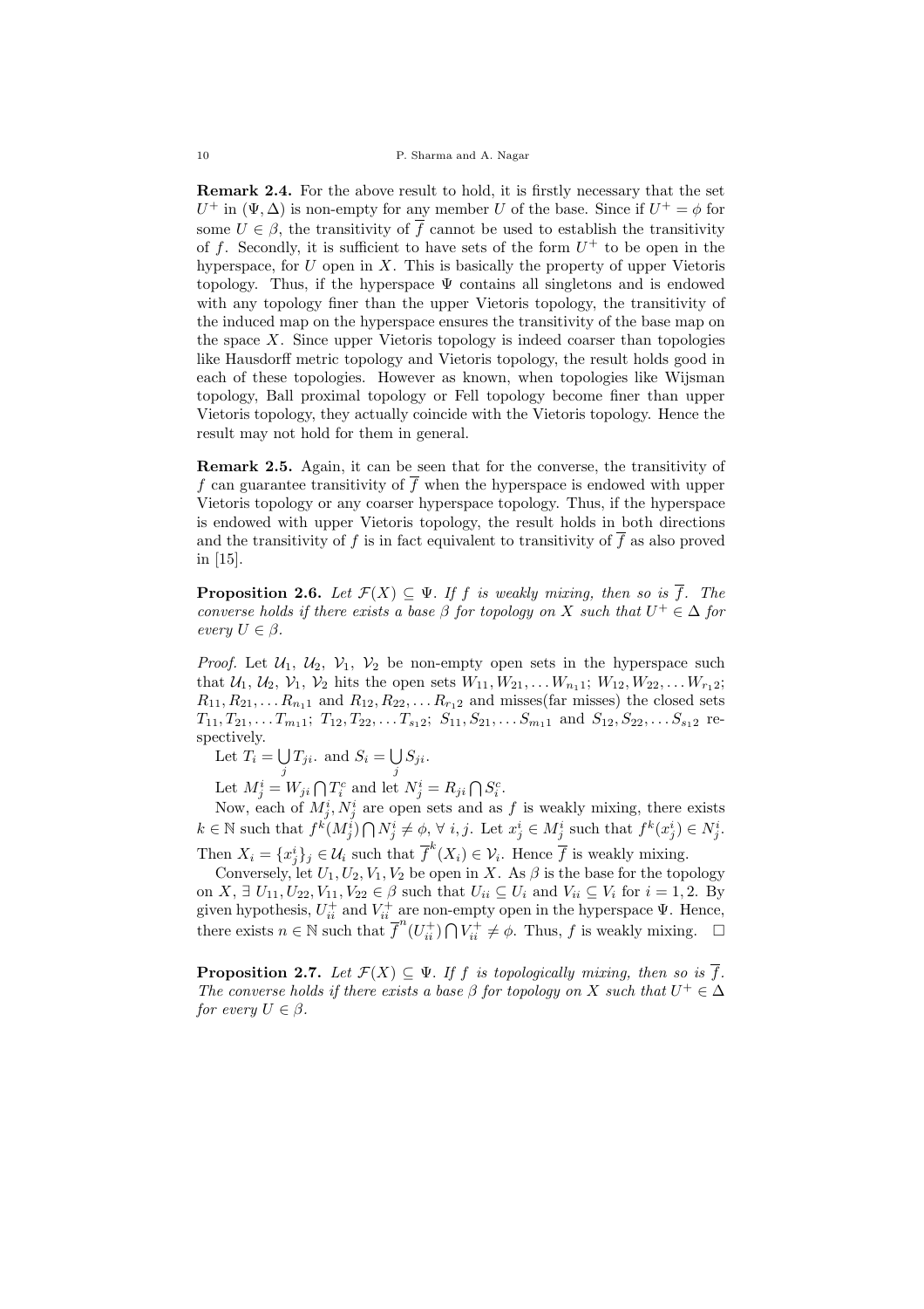**Remark 2.4.** For the above result to hold, it is firstly necessary that the set $U^+$ in $(\Psi, \Delta)$ is non-empty for any member $U$ of the base. Since if $U^+ = \phi$ for some $U \in \beta$, the transitivity of $\overline{f}$ cannot be used to establish the transitivity of $f$. Secondly, it is sufficient to have sets of the form $U^+$ to be open in the hyperspace, for $U$ open in $X$. This is basically the property of upper Vietoris topology. Thus, if the hyperspace $\Psi$ contains all singletons and is endowed with any topology finer than the upper Vietoris topology, the transitivity of the induced map on the hyperspace ensures the transitivity of the base map on the space $X$. Since upper Vietoris topology is indeed coarser than topologies like Hausdorff metric topology and Vietoris topology, the result holds good in each of these topologies. However as known, when topologies like Wijsman topology, Ball proximal topology or Fell topology become finer than upper Vietoris topology, they actually coincide with the Vietoris topology. Hence the result may not hold for them in general.

**Remark 2.5.** Again, it can be seen that for the converse, the transitivity of $f$ can guarantee transitivity of $\overline{f}$ when the hyperspace is endowed with upper Vietoris topology or any coarser hyperspace topology. Thus, if the hyperspace is endowed with upper Vietoris topology, the result holds in both directions and the transitivity of $f$ is in fact equivalent to transitivity of $\overline{f}$ as also proved in [15].

**Proposition 2.6.** *Let $\mathcal{F}(X) \subseteq \Psi$. If $f$ is weakly mixing, then so is $\overline{f}$. The converse holds if there exists a base $\beta$ for topology on $X$ such that $U^+ \in \Delta$ for every $U \in \beta$.*

*Proof.* Let $\mathcal{U}_1$, $\mathcal{U}_2$, $\mathcal{V}_1$, $\mathcal{V}_2$ be non-empty open sets in the hyperspace such that $\mathcal{U}_1$, $\mathcal{U}_2$, $\mathcal{V}_1$, $\mathcal{V}_2$ hits the open sets $W_{11}, W_{21}, \ldots W_{n_1 1}$; $W_{12}, W_{22}, \ldots W_{r_1 2}$; $R_{11}, R_{21}, \ldots R_{n_1 1}$ and $R_{12}, R_{22}, \ldots R_{r_1 2}$ and misses(far misses) the closed sets $T_{11}, T_{21}, \ldots T_{m_1 1}$; $T_{12}, T_{22}, \ldots T_{s_1 2}$; $S_{11}, S_{21}, \ldots S_{m_1 1}$ and $S_{12}, S_{22}, \ldots S_{s_1 2}$ respectively.

Let $T_i = \bigcup_j T_{ji}$. and $S_i = \bigcup_j S_{ji}$.

Let $M_j^i = W_{ji} \bigcap T_i^c$ and let $N_j^i = R_{ji} \bigcap S_i^c$.

Now, each of $M_j^i, N_j^i$ are open sets and as $f$ is weakly mixing, there exists $k \in \mathbb{N}$ such that $f^k(M_j^i) \bigcap N_j^i \neq \phi$, $\forall\ i, j$. Let $x_j^i \in M_j^i$ such that $f^k(x_j^i) \in N_j^i$. Then $X_i = \{x_j^i\}_j \in \mathcal{U}_i$ such that $\overline{f}^k(X_i) \in \mathcal{V}_i$. Hence $\overline{f}$ is weakly mixing.

Conversely, let $U_1, U_2, V_1, V_2$ be open in $X$. As $\beta$ is the base for the topology on $X$, $\exists\ U_{11}, U_{22}, V_{11}, V_{22} \in \beta$ such that $U_{ii} \subseteq U_i$ and $V_{ii} \subseteq V_i$ for $i = 1, 2$. By given hypothesis, $U_{ii}^+$ and $V_{ii}^+$ are non-empty open in the hyperspace $\Psi$. Hence, there exists $n \in \mathbb{N}$ such that $\overline{f}^n(U_{ii}^+) \bigcap V_{ii}^+ \neq \phi$. Thus, $f$ is weakly mixing. $\square$

**Proposition 2.7.** *Let $\mathcal{F}(X) \subseteq \Psi$. If $f$ is topologically mixing, then so is $\overline{f}$. The converse holds if there exists a base $\beta$ for topology on $X$ such that $U^+ \in \Delta$ for every $U \in \beta$.*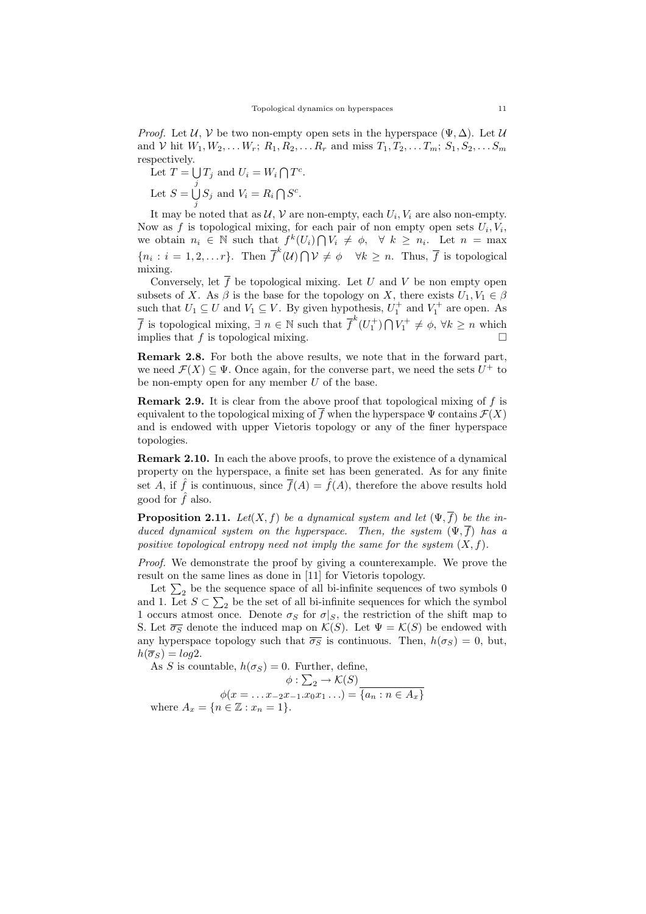*Proof.* Let $\mathcal{U}$, $\mathcal{V}$ be two non-empty open sets in the hyperspace $(\Psi, \Delta)$. Let $\mathcal{U}$ and $\mathcal{V}$ hit $W_1, W_2, \ldots W_r$; $R_1, R_2, \ldots R_r$ and miss $T_1, T_2, \ldots T_m$; $S_1, S_2, \ldots S_m$ respectively.

Let $T = \bigcup_j T_j$ and $U_i = W_i \bigcap T^c$.

Let $S = \bigcup_j S_j$ and $V_i = R_i \bigcap S^c$.

It may be noted that as $\mathcal{U}$, $\mathcal{V}$ are non-empty, each $U_i, V_i$ are also non-empty. Now as $f$ is topological mixing, for each pair of non empty open sets $U_i, V_i$, we obtain $n_i \in \mathbb{N}$ such that $f^k(U_i) \bigcap V_i \neq \phi, \quad \forall\ k \geq n_i$. Let $n = \max\{n_i : i = 1, 2, \ldots r\}$. Then $\overline{f}^k(\mathcal{U}) \bigcap \mathcal{V} \neq \phi \quad \forall k \geq n$. Thus, $\overline{f}$ is topological mixing.

Conversely, let $\overline{f}$ be topological mixing. Let $U$ and $V$ be non empty open subsets of $X$. As $\beta$ is the base for the topology on $X$, there exists $U_1, V_1 \in \beta$ such that $U_1 \subseteq U$ and $V_1 \subseteq V$. By given hypothesis, $U_1^+$ and $V_1^+$ are open. As $\overline{f}$ is topological mixing, $\exists\ n \in \mathbb{N}$ such that $\overline{f}^k(U_1^+) \bigcap V_1^+ \neq \phi$, $\forall k \geq n$ which implies that $f$ is topological mixing. $\square$

**Remark 2.8.** For both the above results, we note that in the forward part, we need $\mathcal{F}(X) \subseteq \Psi$. Once again, for the converse part, we need the sets $U^+$ to be non-empty open for any member $U$ of the base.

**Remark 2.9.** It is clear from the above proof that topological mixing of $f$ is equivalent to the topological mixing of $\overline{f}$ when the hyperspace $\Psi$ contains $\mathcal{F}(X)$ and is endowed with upper Vietoris topology or any of the finer hyperspace topologies.

**Remark 2.10.** In each the above proofs, to prove the existence of a dynamical property on the hyperspace, a finite set has been generated. As for any finite set $A$, if $\hat{f}$ is continuous, since $\overline{f}(A) = \hat{f}(A)$, therefore the above results hold good for $\hat{f}$ also.

**Proposition 2.11.** *Let$(X, f)$ be a dynamical system and let $(\Psi, \overline{f})$ be the induced dynamical system on the hyperspace. Then, the system $(\Psi, \overline{f})$ has a positive topological entropy need not imply the same for the system $(X, f)$.*

*Proof.* We demonstrate the proof by giving a counterexample. We prove the result on the same lines as done in [11] for Vietoris topology.

Let $\sum_2$ be the sequence space of all bi-infinite sequences of two symbols 0 and 1. Let $S \subset \sum_2$ be the set of all bi-infinite sequences for which the symbol 1 occurs atmost once. Denote $\sigma_S$ for $\sigma|_S$, the restriction of the shift map to S. Let $\overline{\sigma_S}$ denote the induced map on $\mathcal{K}(S)$. Let $\Psi = \mathcal{K}(S)$ be endowed with any hyperspace topology such that $\overline{\sigma_S}$ is continuous. Then, $h(\sigma_S) = 0$, but, $h(\overline{\sigma}_S) = log2$.

As $S$ is countable, $h(\sigma_S) = 0$. Further, define,

$$\phi : \textstyle\sum_2 \rightarrow \mathcal{K}(S)$$

$$\phi(x = \ldots x_{-2}x_{-1}.x_0x_1\ldots) = \overline{\{a_n : n \in A_x\}}$$

where $A_x = \{n \in \mathbb{Z} : x_n = 1\}$.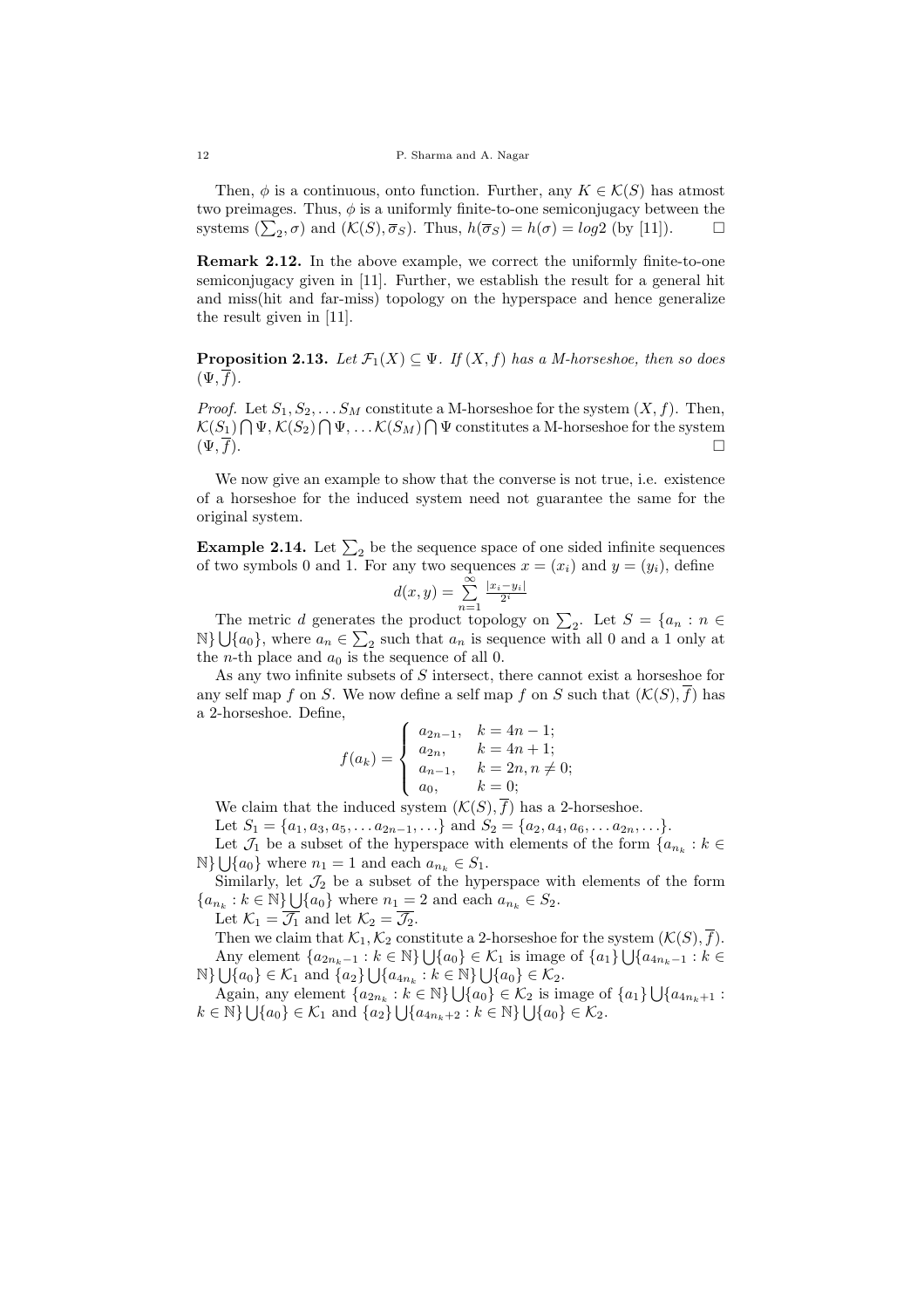Then, $\phi$ is a continuous, onto function. Further, any $K \in \mathcal{K}(S)$ has atmost two preimages. Thus, $\phi$ is a uniformly finite-to-one semiconjugacy between the systems $(\sum_2, \sigma)$ and $(\mathcal{K}(S), \overline{\sigma}_S)$. Thus, $h(\overline{\sigma}_S) = h(\sigma) = log2$ (by [11]). $\square$

**Remark 2.12.** In the above example, we correct the uniformly finite-to-one semiconjugacy given in [11]. Further, we establish the result for a general hit and miss(hit and far-miss) topology on the hyperspace and hence generalize the result given in [11].

**Proposition 2.13.** *Let $\mathcal{F}_1(X) \subseteq \Psi$. If $(X, f)$ has a M-horseshoe, then so does $(\Psi, \overline{f})$.*

*Proof.* Let $S_1, S_2, \ldots S_M$ constitute a M-horseshoe for the system $(X, f)$. Then, $\mathcal{K}(S_1) \bigcap \Psi, \mathcal{K}(S_2) \bigcap \Psi, \ldots \mathcal{K}(S_M) \bigcap \Psi$ constitutes a M-horseshoe for the system $(\Psi, \overline{f})$. $\square$

We now give an example to show that the converse is not true, i.e. existence of a horseshoe for the induced system need not guarantee the same for the original system.

**Example 2.14.** Let $\sum_2$ be the sequence space of one sided infinite sequences of two symbols 0 and 1. For any two sequences $x = (x_i)$ and $y = (y_i)$, define

$$d(x, y) = \sum_{n=1}^{\infty} \frac{|x_i - y_i|}{2^i}$$

The metric $d$ generates the product topology on $\sum_2$. Let $S = \{a_n : n \in \mathbb{N}\} \bigcup \{a_0\}$, where $a_n \in \sum_2$ such that $a_n$ is sequence with all 0 and a 1 only at the $n$-th place and $a_0$ is the sequence of all 0.

As any two infinite subsets of $S$ intersect, there cannot exist a horseshoe for any self map $f$ on $S$. We now define a self map $f$ on $S$ such that $(\mathcal{K}(S), \overline{f})$ has a 2-horseshoe. Define,

$$f(a_k) = \begin{cases} a_{2n-1}, & k = 4n-1; \\ a_{2n}, & k = 4n+1; \\ a_{n-1}, & k = 2n, n \neq 0; \\ a_0, & k = 0; \end{cases}$$

We claim that the induced system $(\mathcal{K}(S), \overline{f})$ has a 2-horseshoe.

Let $S_1 = \{a_1, a_3, a_5, \ldots a_{2n-1}, \ldots\}$ and $S_2 = \{a_2, a_4, a_6, \ldots a_{2n}, \ldots\}$.

Let $\mathcal{J}_1$ be a subset of the hyperspace with elements of the form $\{a_{n_k} : k \in \mathbb{N}\} \bigcup \{a_0\}$ where $n_1 = 1$ and each $a_{n_k} \in S_1$.

Similarly, let $\mathcal{J}_2$ be a subset of the hyperspace with elements of the form $\{a_{n_k} : k \in \mathbb{N}\} \bigcup \{a_0\}$ where $n_1 = 2$ and each $a_{n_k} \in S_2$.

Let $\mathcal{K}_1 = \overline{\mathcal{J}_1}$ and let $\mathcal{K}_2 = \overline{\mathcal{J}_2}$.

Then we claim that $\mathcal{K}_1, \mathcal{K}_2$ constitute a 2-horseshoe for the system $(\mathcal{K}(S), \overline{f})$.

Any element $\{a_{2n_k-1} : k \in \mathbb{N}\} \bigcup \{a_0\} \in \mathcal{K}_1$ is image of $\{a_1\} \bigcup \{a_{4n_k-1} : k \in \mathbb{N}\} \bigcup \{a_0\} \in \mathcal{K}_1$ and $\{a_2\} \bigcup \{a_{4n_k} : k \in \mathbb{N}\} \bigcup \{a_0\} \in \mathcal{K}_2$.

Again, any element $\{a_{2n_k} : k \in \mathbb{N}\} \bigcup \{a_0\} \in \mathcal{K}_2$ is image of $\{a_1\} \bigcup \{a_{4n_k+1} : k \in \mathbb{N}\} \bigcup \{a_0\} \in \mathcal{K}_1$ and $\{a_2\} \bigcup \{a_{4n_k+2} : k \in \mathbb{N}\} \bigcup \{a_0\} \in \mathcal{K}_2$.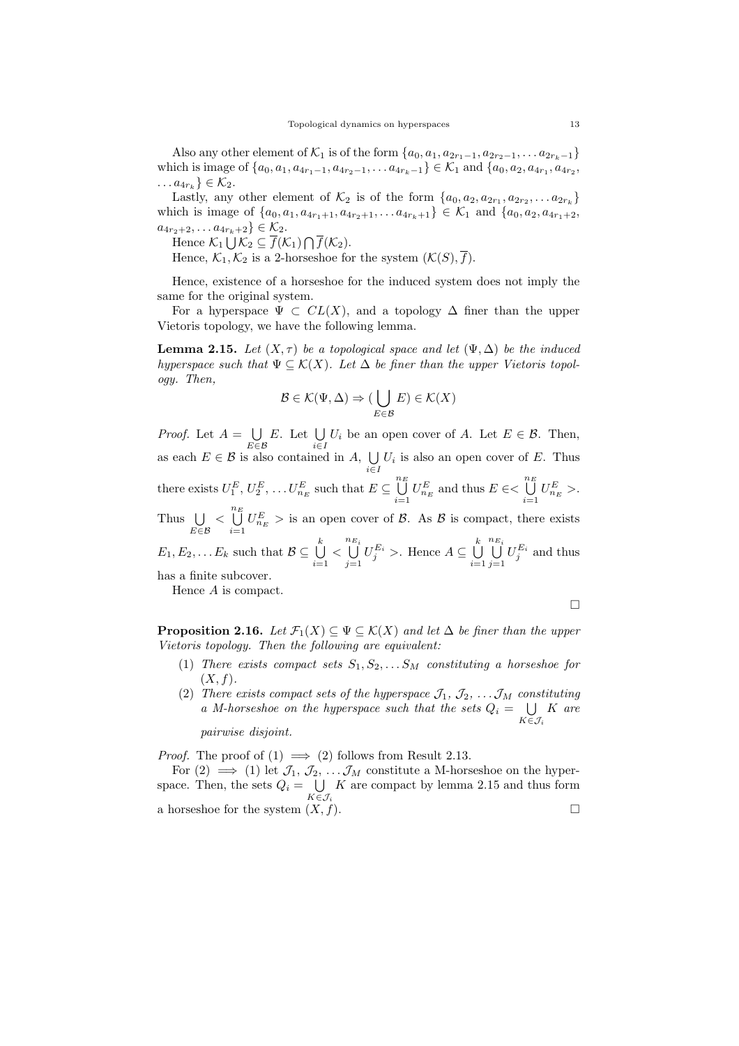Also any other element of $\mathcal{K}_1$ is of the form $\{a_0, a_1, a_{2r_1-1}, a_{2r_2-1}, \dots a_{2r_k-1}\}$ which is image of $\{a_0, a_1, a_{4r_1-1}, a_{4r_2-1}, \dots a_{4r_k-1}\} \in \mathcal{K}_1$ and $\{a_0, a_2, a_{4r_1}, a_{4r_2}, \dots a_{4r_k}\} \in \mathcal{K}_2$.

Lastly, any other element of $\mathcal{K}_2$ is of the form $\{a_0, a_2, a_{2r_1}, a_{2r_2}, \dots a_{2r_k}\}$ which is image of $\{a_0, a_1, a_{4r_1+1}, a_{4r_2+1}, \dots a_{4r_k+1}\} \in \mathcal{K}_1$ and $\{a_0, a_2, a_{4r_1+2}, a_{4r_2+2}, \dots a_{4r_k+2}\} \in \mathcal{K}_2$.

Hence $\mathcal{K}_1 \bigcup \mathcal{K}_2 \subseteq \overline{f}(\mathcal{K}_1) \bigcap \overline{f}(\mathcal{K}_2)$.

Hence, $\mathcal{K}_1, \mathcal{K}_2$ is a 2-horseshoe for the system $(\mathcal{K}(S), \overline{f})$.

Hence, existence of a horseshoe for the induced system does not imply the same for the original system.

For a hyperspace $\Psi \subset CL(X)$, and a topology $\Delta$ finer than the upper Vietoris topology, we have the following lemma.

**Lemma 2.15.** *Let $(X, \tau)$ be a topological space and let $(\Psi, \Delta)$ be the induced hyperspace such that $\Psi \subseteq \mathcal{K}(X)$. Let $\Delta$ be finer than the upper Vietoris topology. Then,*

$$\mathcal{B} \in \mathcal{K}(\Psi, \Delta) \Rightarrow (\bigcup_{E \in \mathcal{B}} E) \in \mathcal{K}(X)$$

*Proof.* Let $A = \bigcup_{E \in \mathcal{B}} E$. Let $\bigcup_{i \in I} U_i$ be an open cover of $A$. Let $E \in \mathcal{B}$. Then, as each $E \in \mathcal{B}$ is also contained in $A$, $\bigcup_{i \in I} U_i$ is also an open cover of $E$. Thus there exists $U_1^E, U_2^E, \dots U_{n_E}^E$ such that $E \subseteq \bigcup_{i=1}^{n_E} U_{n_E}^E$ and thus $E \in < \bigcup_{i=1}^{n_E} U_{n_E}^E >$. Thus $\bigcup_{E \in \mathcal{B}} < \bigcup_{i=1}^{n_E} U_{n_E}^E >$ is an open cover of $\mathcal{B}$. As $\mathcal{B}$ is compact, there exists $E_1, E_2, \dots E_k$ such that $\mathcal{B} \subseteq \bigcup_{i=1}^{k} < \bigcup_{j=1}^{n_{E_i}} U_j^{E_i} >$. Hence $A \subseteq \bigcup_{i=1}^{k} \bigcup_{j=1}^{n_{E_i}} U_j^{E_i}$ and thus has a finite subcover.

Hence $A$ is compact. $\square$

**Proposition 2.16.** *Let $\mathcal{F}_1(X) \subseteq \Psi \subseteq \mathcal{K}(X)$ and let $\Delta$ be finer than the upper Vietoris topology. Then the following are equivalent:*

1. *There exists compact sets $S_1, S_2, \dots S_M$ constituting a horseshoe for $(X, f)$.*
2. *There exists compact sets of the hyperspace $\mathcal{J}_1, \mathcal{J}_2, \dots \mathcal{J}_M$ constituting a M-horseshoe on the hyperspace such that the sets $Q_i = \bigcup_{K \in \mathcal{J}_i} K$ are pairwise disjoint.*

*Proof.* The proof of (1) $\implies$ (2) follows from Result 2.13.

For (2) $\implies$ (1) let $\mathcal{J}_1, \mathcal{J}_2, \dots \mathcal{J}_M$ constitute a M-horseshoe on the hyperspace. Then, the sets $Q_i = \bigcup_{K \in \mathcal{J}_i} K$ are compact by lemma 2.15 and thus form a horseshoe for the system $(X, f)$. $\square$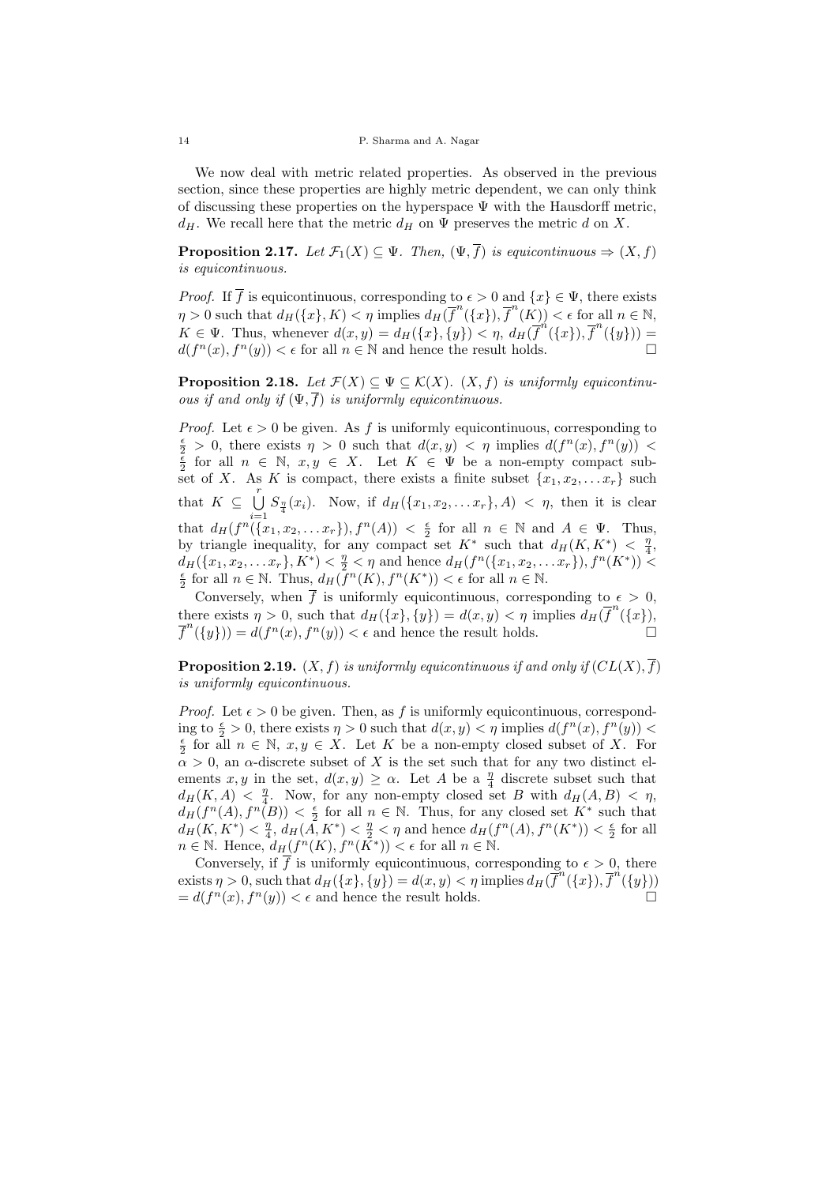We now deal with metric related properties. As observed in the previous section, since these properties are highly metric dependent, we can only think of discussing these properties on the hyperspace $\Psi$ with the Hausdorff metric, $d_H$. We recall here that the metric $d_H$ on $\Psi$ preserves the metric $d$ on $X$.

**Proposition 2.17.** *Let $\mathcal{F}_1(X) \subseteq \Psi$. Then, $(\Psi, \overline{f})$ is equicontinuous $\Rightarrow (X, f)$ is equicontinuous.*

*Proof.* If $\overline{f}$ is equicontinuous, corresponding to $\epsilon > 0$ and $\{x\} \in \Psi$, there exists $\eta > 0$ such that $d_H(\{x\}, K) < \eta$ implies $d_H(\overline{f}^n(\{x\}), \overline{f}^n(K)) < \epsilon$ for all $n \in \mathbb{N}$, $K \in \Psi$. Thus, whenever $d(x, y) = d_H(\{x\}, \{y\}) < \eta$, $d_H(\overline{f}^n(\{x\}), \overline{f}^n(\{y\})) = d(f^n(x), f^n(y)) < \epsilon$ for all $n \in \mathbb{N}$ and hence the result holds. $\square$

**Proposition 2.18.** *Let $\mathcal{F}(X) \subseteq \Psi \subseteq \mathcal{K}(X)$. $(X, f)$ is uniformly equicontinuous if and only if $(\Psi, \overline{f})$ is uniformly equicontinuous.*

*Proof.* Let $\epsilon > 0$ be given. As $f$ is uniformly equicontinuous, corresponding to $\frac{\epsilon}{2} > 0$, there exists $\eta > 0$ such that $d(x, y) < \eta$ implies $d(f^n(x), f^n(y)) < \frac{\epsilon}{2}$ for all $n \in \mathbb{N}$, $x, y \in X$. Let $K \in \Psi$ be a non-empty compact subset of $X$. As $K$ is compact, there exists a finite subset $\{x_1, x_2, \ldots x_r\}$ such that $K \subseteq \bigcup_{i=1}^{r} S_{\frac{\eta}{4}}(x_i)$. Now, if $d_H(\{x_1, x_2, \ldots x_r\}, A) < \eta$, then it is clear that $d_H(f^n(\{x_1, x_2, \ldots x_r\}), f^n(A)) < \frac{\epsilon}{2}$ for all $n \in \mathbb{N}$ and $A \in \Psi$. Thus, by triangle inequality, for any compact set $K^*$ such that $d_H(K, K^*) < \frac{\eta}{4}$, $d_H(\{x_1, x_2, \ldots x_r\}, K^*) < \frac{\eta}{2} < \eta$ and hence $d_H(f^n(\{x_1, x_2, \ldots x_r\}), f^n(K^*)) < \frac{\epsilon}{2}$ for all $n \in \mathbb{N}$. Thus, $d_H(f^n(K), f^n(K^*)) < \epsilon$ for all $n \in \mathbb{N}$.

Conversely, when $\overline{f}$ is uniformly equicontinuous, corresponding to $\epsilon > 0$, there exists $\eta > 0$, such that $d_H(\{x\}, \{y\}) = d(x, y) < \eta$ implies $d_H(\overline{f}^n(\{x\}), \overline{f}^n(\{y\})) = d(f^n(x), f^n(y)) < \epsilon$ and hence the result holds. $\square$

**Proposition 2.19.** *$(X, f)$ is uniformly equicontinuous if and only if $(CL(X), \overline{f})$ is uniformly equicontinuous.*

*Proof.* Let $\epsilon > 0$ be given. Then, as $f$ is uniformly equicontinuous, corresponding to $\frac{\epsilon}{2} > 0$, there exists $\eta > 0$ such that $d(x, y) < \eta$ implies $d(f^n(x), f^n(y)) < \frac{\epsilon}{2}$ for all $n \in \mathbb{N}$, $x, y \in X$. Let $K$ be a non-empty closed subset of $X$. For $\alpha > 0$, an $\alpha$-discrete subset of $X$ is the set such that for any two distinct elements $x, y$ in the set, $d(x, y) \geq \alpha$. Let $A$ be a $\frac{\eta}{4}$ discrete subset such that $d_H(K, A) < \frac{\eta}{4}$. Now, for any non-empty closed set $B$ with $d_H(A, B) < \eta$, $d_H(f^n(A), f^n(B)) < \frac{\epsilon}{2}$ for all $n \in \mathbb{N}$. Thus, for any closed set $K^*$ such that $d_H(K, K^*) < \frac{\eta}{4}$, $d_H(A, K^*) < \frac{\eta}{2} < \eta$ and hence $d_H(f^n(A), f^n(K^*)) < \frac{\epsilon}{2}$ for all $n \in \mathbb{N}$. Hence, $d_H(f^n(K), f^n(K^*)) < \epsilon$ for all $n \in \mathbb{N}$.

Conversely, if $\overline{f}$ is uniformly equicontinuous, corresponding to $\epsilon > 0$, there exists $\eta > 0$, such that $d_H(\{x\}, \{y\}) = d(x, y) < \eta$ implies $d_H(\overline{f}^n(\{x\}), \overline{f}^n(\{y\})) = d(f^n(x), f^n(y)) < \epsilon$ and hence the result holds. $\square$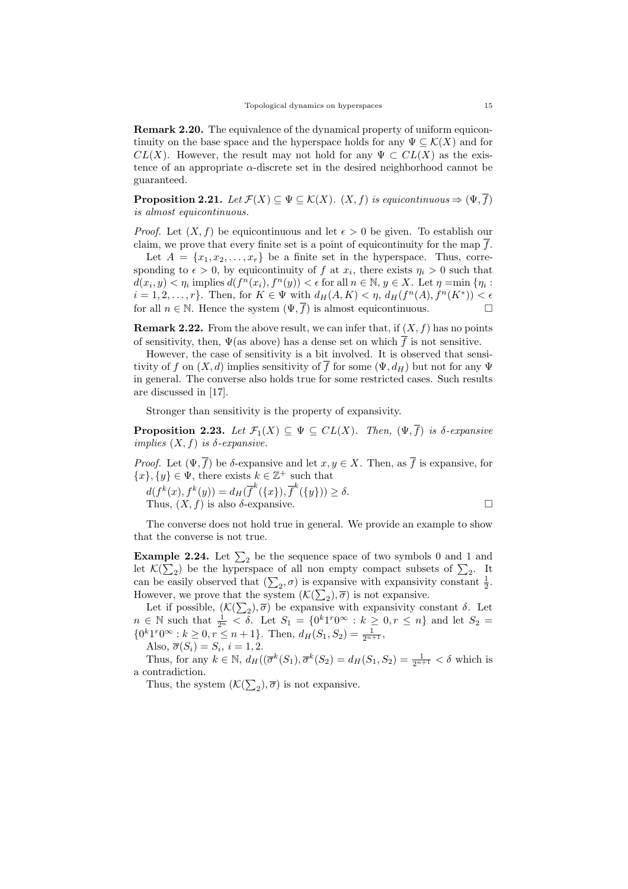**Remark 2.20.** The equivalence of the dynamical property of uniform equicontinuity on the base space and the hyperspace holds for any $\Psi \subseteq \mathcal{K}(X)$ and for $CL(X)$. However, the result may not hold for any $\Psi \subset CL(X)$ as the existence of an appropriate $\alpha$-discrete set in the desired neighborhood cannot be guaranteed.

**Proposition 2.21.** *Let $\mathcal{F}(X) \subseteq \Psi \subseteq \mathcal{K}(X)$. $(X, f)$ is equicontinuous $\Rightarrow (\Psi, \overline{f})$ is almost equicontinuous.*

*Proof.* Let $(X, f)$ be equicontinuous and let $\epsilon > 0$ be given. To establish our claim, we prove that every finite set is a point of equicontinuity for the map $\overline{f}$.

Let $A = \{x_1, x_2, \ldots, x_r\}$ be a finite set in the hyperspace. Thus, corresponding to $\epsilon > 0$, by equicontinuity of $f$ at $x_i$, there exists $\eta_i > 0$ such that $d(x_i, y) < \eta_i$ implies $d(f^n(x_i), f^n(y)) < \epsilon$ for all $n \in \mathbb{N}$, $y \in X$. Let $\eta = \min \{\eta_i : i = 1, 2, \ldots, r\}$. Then, for $K \in \Psi$ with $d_H(A, K) < \eta$, $d_H(f^n(A), f^n(K^*)) < \epsilon$ for all $n \in \mathbb{N}$. Hence the system $(\Psi, \overline{f})$ is almost equicontinuous. □

**Remark 2.22.** From the above result, we can infer that, if $(X, f)$ has no points of sensitivity, then, $\Psi$(as above) has a dense set on which $\overline{f}$ is not sensitive.

However, the case of sensitivity is a bit involved. It is observed that sensitivity of $f$ on $(X, d)$ implies sensitivity of $\overline{f}$ for some $(\Psi, d_H)$ but not for any $\Psi$ in general. The converse also holds true for some restricted cases. Such results are discussed in [17].

Stronger than sensitivity is the property of expansivity.

**Proposition 2.23.** *Let $\mathcal{F}_1(X) \subseteq \Psi \subseteq CL(X)$. Then, $(\Psi, \overline{f})$ is $\delta$-expansive implies $(X, f)$ is $\delta$-expansive.*

*Proof.* Let $(\Psi, \overline{f})$ be $\delta$-expansive and let $x, y \in X$. Then, as $\overline{f}$ is expansive, for $\{x\}, \{y\} \in \Psi$, there exists $k \in \mathbb{Z}^+$ such that

$d(f^k(x), f^k(y)) = d_H(\overline{f}^k(\{x\}), \overline{f}^k(\{y\})) \geq \delta.$

Thus, $(X, f)$ is also $\delta$-expansive. □

The converse does not hold true in general. We provide an example to show that the converse is not true.

**Example 2.24.** Let $\sum_2$ be the sequence space of two symbols 0 and 1 and let $\mathcal{K}(\sum_2)$ be the hyperspace of all non empty compact subsets of $\sum_2$. It can be easily observed that $(\sum_2, \sigma)$ is expansive with expansivity constant $\frac{1}{2}$. However, we prove that the system $(\mathcal{K}(\sum_2), \overline{\sigma})$ is not expansive.

Let if possible, $(\mathcal{K}(\sum_2), \overline{\sigma})$ be expansive with expansivity constant $\delta$. Let $n \in \mathbb{N}$ such that $\frac{1}{2^n} < \delta$. Let $S_1 = \{0^k 1^r 0^\infty : k \geq 0, r \leq n\}$ and let $S_2 = \{0^k 1^r 0^\infty : k \geq 0, r \leq n+1\}$. Then, $d_H(S_1, S_2) = \frac{1}{2^{n+1}}$,

Also, $\overline{\sigma}(S_i) = S_i$, $i = 1, 2$.

Thus, for any $k \in \mathbb{N}$, $d_H((\overline{\sigma}^k(S_1), \overline{\sigma}^k(S_2)) = d_H(S_1, S_2) = \frac{1}{2^{n+1}} < \delta$ which is a contradiction.

Thus, the system $(\mathcal{K}(\sum_2), \overline{\sigma})$ is not expansive.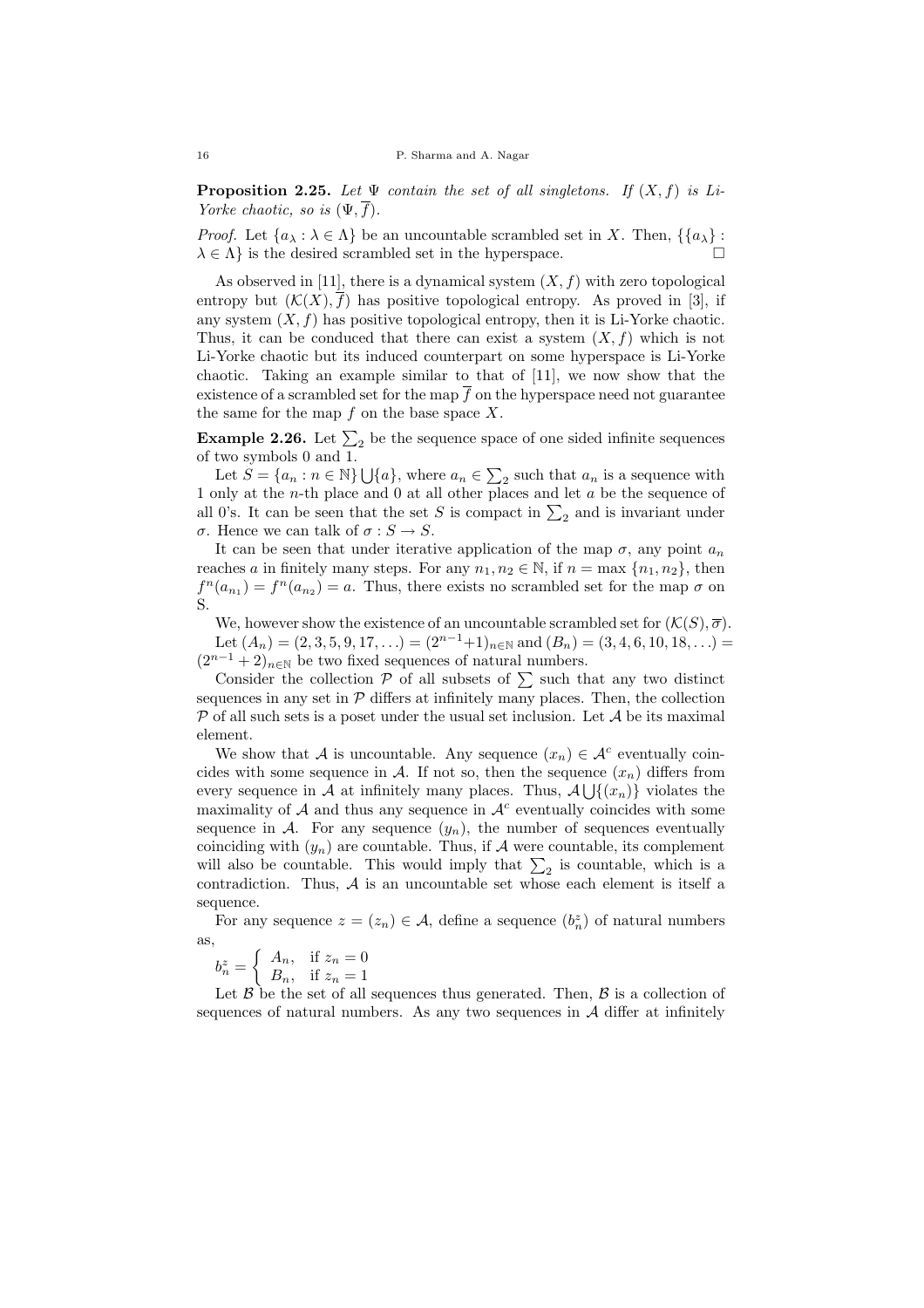**Proposition 2.25.** *Let $\Psi$ contain the set of all singletons. If $(X, f)$ is Li-Yorke chaotic, so is $(\Psi, \overline{f})$.*

*Proof.* Let $\{a_\lambda : \lambda \in \Lambda\}$ be an uncountable scrambled set in $X$. Then, $\{\{a_\lambda\} : \lambda \in \Lambda\}$ is the desired scrambled set in the hyperspace. □

As observed in [11], there is a dynamical system $(X, f)$ with zero topological entropy but $(\mathcal{K}(X), \overline{f})$ has positive topological entropy. As proved in [3], if any system $(X, f)$ has positive topological entropy, then it is Li-Yorke chaotic. Thus, it can be conduced that there can exist a system $(X, f)$ which is not Li-Yorke chaotic but its induced counterpart on some hyperspace is Li-Yorke chaotic. Taking an example similar to that of [11], we now show that the existence of a scrambled set for the map $\overline{f}$ on the hyperspace need not guarantee the same for the map $f$ on the base space $X$.

**Example 2.26.** Let $\sum_2$ be the sequence space of one sided infinite sequences of two symbols 0 and 1.

Let $S = \{a_n : n \in \mathbb{N}\} \bigcup \{a\}$, where $a_n \in \sum_2$ such that $a_n$ is a sequence with 1 only at the $n$-th place and 0 at all other places and let $a$ be the sequence of all 0's. It can be seen that the set $S$ is compact in $\sum_2$ and is invariant under $\sigma$. Hence we can talk of $\sigma : S \to S$.

It can be seen that under iterative application of the map $\sigma$, any point $a_n$ reaches $a$ in finitely many steps. For any $n_1, n_2 \in \mathbb{N}$, if $n = \max\{n_1, n_2\}$, then $f^n(a_{n_1}) = f^n(a_{n_2}) = a$. Thus, there exists no scrambled set for the map $\sigma$ on S.

We, however show the existence of an uncountable scrambled set for $(\mathcal{K}(S), \overline{\sigma})$.

Let $(A_n) = (2, 3, 5, 9, 17, \ldots) = (2^{n-1}+1)_{n\in\mathbb{N}}$ and $(B_n) = (3, 4, 6, 10, 18, \ldots) = (2^{n-1} + 2)_{n\in\mathbb{N}}$ be two fixed sequences of natural numbers.

Consider the collection $\mathcal{P}$ of all subsets of $\sum$ such that any two distinct sequences in any set in $\mathcal{P}$ differs at infinitely many places. Then, the collection $\mathcal{P}$ of all such sets is a poset under the usual set inclusion. Let $\mathcal{A}$ be its maximal element.

We show that $\mathcal{A}$ is uncountable. Any sequence $(x_n) \in \mathcal{A}^c$ eventually coincides with some sequence in $\mathcal{A}$. If not so, then the sequence $(x_n)$ differs from every sequence in $\mathcal{A}$ at infinitely many places. Thus, $\mathcal{A} \bigcup \{(x_n)\}$ violates the maximality of $\mathcal{A}$ and thus any sequence in $\mathcal{A}^c$ eventually coincides with some sequence in $\mathcal{A}$. For any sequence $(y_n)$, the number of sequences eventually coinciding with $(y_n)$ are countable. Thus, if $\mathcal{A}$ were countable, its complement will also be countable. This would imply that $\sum_2$ is countable, which is a contradiction. Thus, $\mathcal{A}$ is an uncountable set whose each element is itself a sequence.

For any sequence $z = (z_n) \in \mathcal{A}$, define a sequence $(b^z_n)$ of natural numbers as,

$$b^z_n = \begin{cases} A_n, & \text{if } z_n = 0 \\ B_n, & \text{if } z_n = 1 \end{cases}$$

Let $\mathcal{B}$ be the set of all sequences thus generated. Then, $\mathcal{B}$ is a collection of sequences of natural numbers. As any two sequences in $\mathcal{A}$ differ at infinitely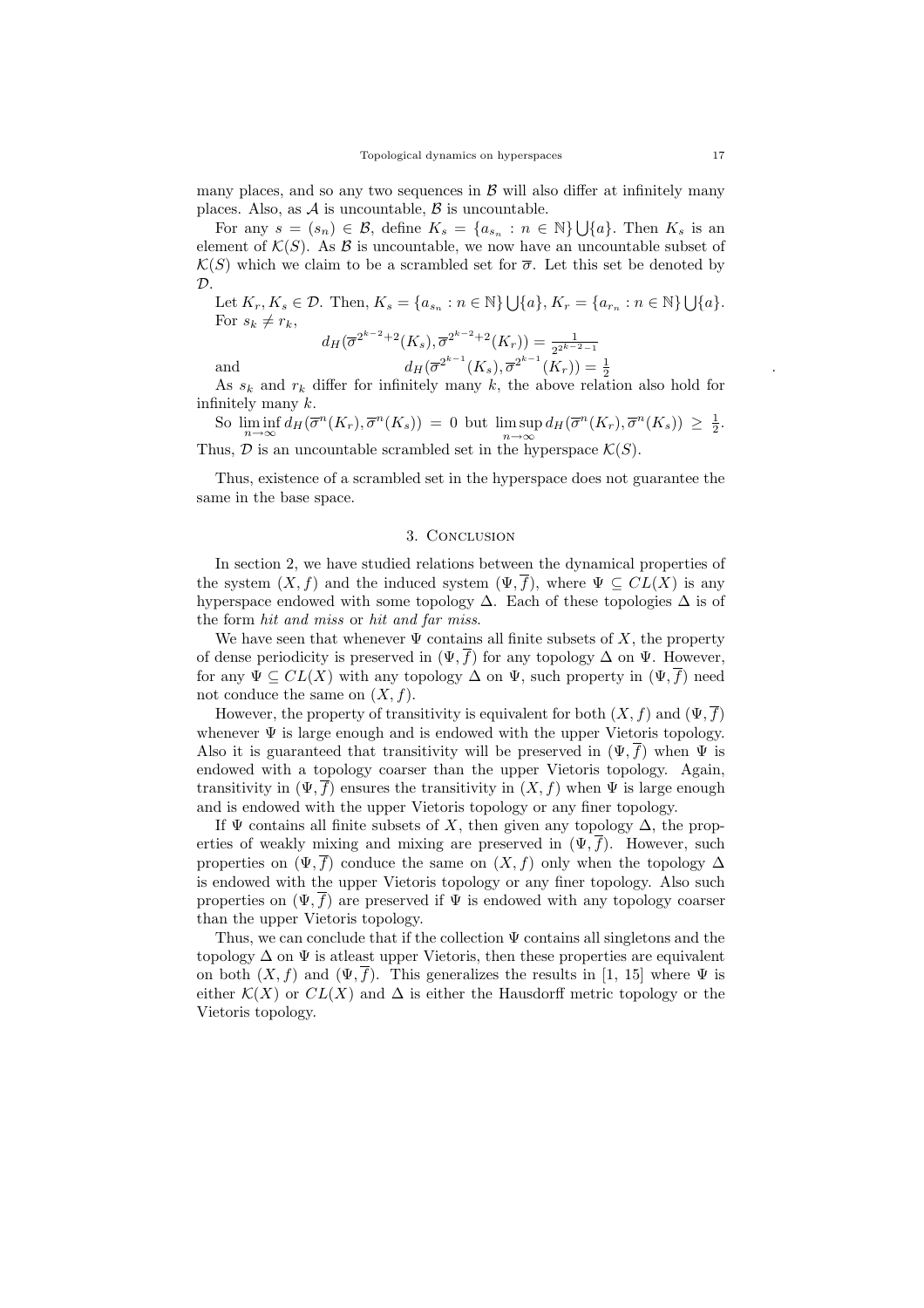many places, and so any two sequences in $\mathcal{B}$ will also differ at infinitely many places. Also, as $\mathcal{A}$ is uncountable, $\mathcal{B}$ is uncountable.

For any $s = (s_n) \in \mathcal{B}$, define $K_s = \{a_{s_n} : n \in \mathbb{N}\} \bigcup \{a\}$. Then $K_s$ is an element of $\mathcal{K}(S)$. As $\mathcal{B}$ is uncountable, we now have an uncountable subset of $\mathcal{K}(S)$ which we claim to be a scrambled set for $\overline{\sigma}$. Let this set be denoted by $\mathcal{D}$.

Let $K_r, K_s \in \mathcal{D}$. Then, $K_s = \{a_{s_n} : n \in \mathbb{N}\} \bigcup \{a\}$, $K_r = \{a_{r_n} : n \in \mathbb{N}\} \bigcup \{a\}$. For $s_k \neq r_k$,

$$d_H(\overline{\sigma}^{2^{k-2}+2}(K_s), \overline{\sigma}^{2^{k-2}+2}(K_r)) = \frac{1}{2^{2^{k-2}-1}}$$

and

$$d_H(\overline{\sigma}^{2^{k-1}}(K_s), \overline{\sigma}^{2^{k-1}}(K_r)) = \frac{1}{2}$$

As $s_k$ and $r_k$ differ for infinitely many $k$, the above relation also hold for infinitely many $k$.

So $\liminf_{n\to\infty} d_H(\overline{\sigma}^n(K_r), \overline{\sigma}^n(K_s)) = 0$ but $\limsup_{n\to\infty} d_H(\overline{\sigma}^n(K_r), \overline{\sigma}^n(K_s)) \geq \frac{1}{2}$. Thus, $\mathcal{D}$ is an uncountable scrambled set in the hyperspace $\mathcal{K}(S)$.

Thus, existence of a scrambled set in the hyperspace does not guarantee the same in the base space.

## 3. Conclusion

In section 2, we have studied relations between the dynamical properties of the system $(X, f)$ and the induced system $(\Psi, \overline{f})$, where $\Psi \subseteq CL(X)$ is any hyperspace endowed with some topology $\Delta$. Each of these topologies $\Delta$ is of the form *hit and miss* or *hit and far miss*.

We have seen that whenever $\Psi$ contains all finite subsets of $X$, the property of dense periodicity is preserved in $(\Psi, \overline{f})$ for any topology $\Delta$ on $\Psi$. However, for any $\Psi \subseteq CL(X)$ with any topology $\Delta$ on $\Psi$, such property in $(\Psi, \overline{f})$ need not conduce the same on $(X, f)$.

However, the property of transitivity is equivalent for both $(X, f)$ and $(\Psi, \overline{f})$ whenever $\Psi$ is large enough and is endowed with the upper Vietoris topology. Also it is guaranteed that transitivity will be preserved in $(\Psi, \overline{f})$ when $\Psi$ is endowed with a topology coarser than the upper Vietoris topology. Again, transitivity in $(\Psi, \overline{f})$ ensures the transitivity in $(X, f)$ when $\Psi$ is large enough and is endowed with the upper Vietoris topology or any finer topology.

If $\Psi$ contains all finite subsets of $X$, then given any topology $\Delta$, the properties of weakly mixing and mixing are preserved in $(\Psi, \overline{f})$. However, such properties on $(\Psi, \overline{f})$ conduce the same on $(X, f)$ only when the topology $\Delta$ is endowed with the upper Vietoris topology or any finer topology. Also such properties on $(\Psi, \overline{f})$ are preserved if $\Psi$ is endowed with any topology coarser than the upper Vietoris topology.

Thus, we can conclude that if the collection $\Psi$ contains all singletons and the topology $\Delta$ on $\Psi$ is atleast upper Vietoris, then these properties are equivalent on both $(X, f)$ and $(\Psi, \overline{f})$. This generalizes the results in [1, 15] where $\Psi$ is either $\mathcal{K}(X)$ or $CL(X)$ and $\Delta$ is either the Hausdorff metric topology or the Vietoris topology.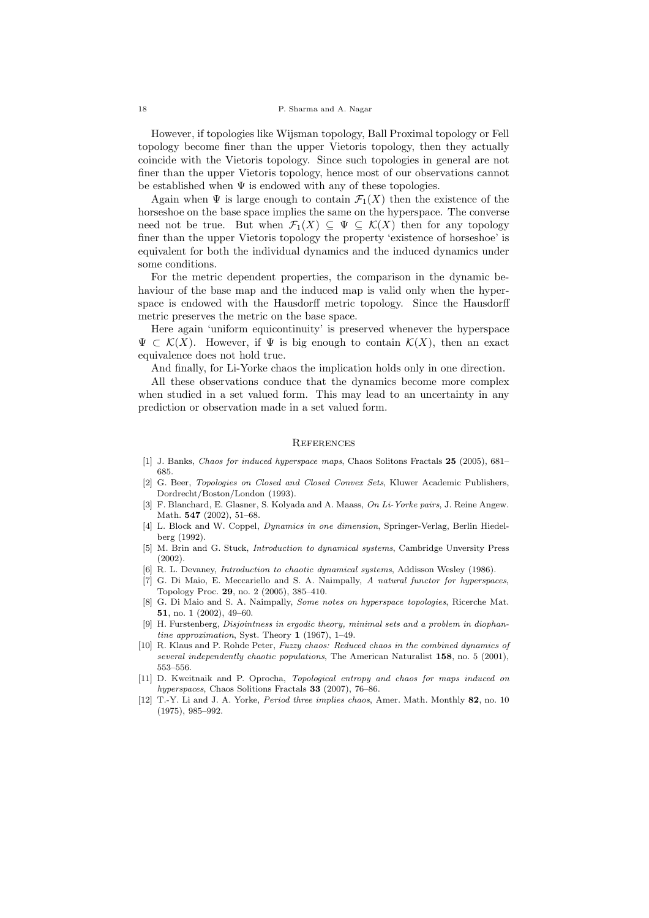However, if topologies like Wijsman topology, Ball Proximal topology or Fell topology become finer than the upper Vietoris topology, then they actually coincide with the Vietoris topology. Since such topologies in general are not finer than the upper Vietoris topology, hence most of our observations cannot be established when $\Psi$ is endowed with any of these topologies.

Again when $\Psi$ is large enough to contain $\mathcal{F}_1(X)$ then the existence of the horseshoe on the base space implies the same on the hyperspace. The converse need not be true. But when $\mathcal{F}_1(X) \subseteq \Psi \subseteq \mathcal{K}(X)$ then for any topology finer than the upper Vietoris topology the property 'existence of horseshoe' is equivalent for both the individual dynamics and the induced dynamics under some conditions.

For the metric dependent properties, the comparison in the dynamic behaviour of the base map and the induced map is valid only when the hyperspace is endowed with the Hausdorff metric topology. Since the Hausdorff metric preserves the metric on the base space.

Here again 'uniform equicontinuity' is preserved whenever the hyperspace $\Psi \subset \mathcal{K}(X)$. However, if $\Psi$ is big enough to contain $\mathcal{K}(X)$, then an exact equivalence does not hold true.

And finally, for Li-Yorke chaos the implication holds only in one direction.

All these observations conduce that the dynamics become more complex when studied in a set valued form. This may lead to an uncertainty in any prediction or observation made in a set valued form.

## References

[1] J. Banks, *Chaos for induced hyperspace maps*, Chaos Solitons Fractals **25** (2005), 681–685.

[2] G. Beer, *Topologies on Closed and Closed Convex Sets*, Kluwer Academic Publishers, Dordrecht/Boston/London (1993).

[3] F. Blanchard, E. Glasner, S. Kolyada and A. Maass, *On Li-Yorke pairs*, J. Reine Angew. Math. **547** (2002), 51–68.

[4] L. Block and W. Coppel, *Dynamics in one dimension*, Springer-Verlag, Berlin Hiedelberg (1992).

[5] M. Brin and G. Stuck, *Introduction to dynamical systems*, Cambridge Unversity Press (2002).

[6] R. L. Devaney, *Introduction to chaotic dynamical systems*, Addisson Wesley (1986).

[7] G. Di Maio, E. Meccariello and S. A. Naimpally, *A natural functor for hyperspaces*, Topology Proc. **29**, no. 2 (2005), 385–410.

[8] G. Di Maio and S. A. Naimpally, *Some notes on hyperspace topologies*, Ricerche Mat. **51**, no. 1 (2002), 49–60.

[9] H. Furstenberg, *Disjointness in ergodic theory, minimal sets and a problem in diophantine approximation*, Syst. Theory **1** (1967), 1–49.

[10] R. Klaus and P. Rohde Peter, *Fuzzy chaos: Reduced chaos in the combined dynamics of several independently chaotic populations*, The American Naturalist **158**, no. 5 (2001), 553–556.

[11] D. Kweitnaik and P. Oprocha, *Topological entropy and chaos for maps induced on hyperspaces*, Chaos Solitions Fractals **33** (2007), 76–86.

[12] T.-Y. Li and J. A. Yorke, *Period three implies chaos*, Amer. Math. Monthly **82**, no. 10 (1975), 985–992.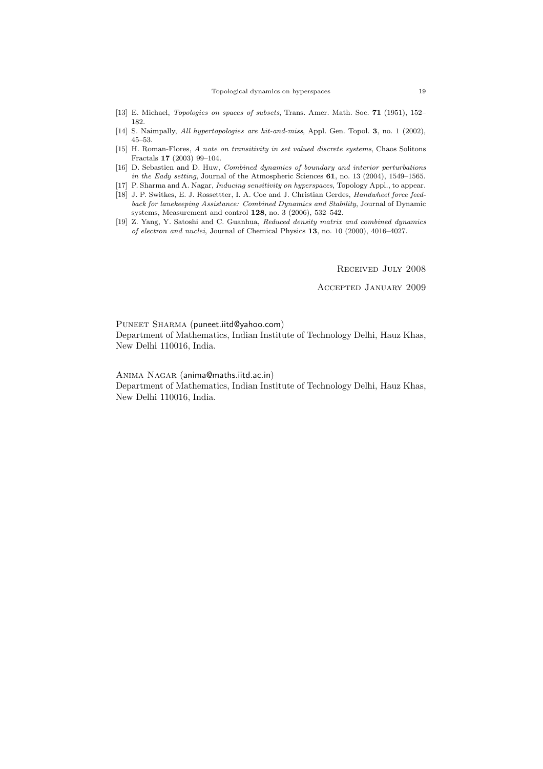[13] E. Michael, *Topologies on spaces of subsets*, Trans. Amer. Math. Soc. **71** (1951), 152–182.

[14] S. Naimpally, *All hypertopologies are hit-and-miss*, Appl. Gen. Topol. **3**, no. 1 (2002), 45–53.

[15] H. Roman-Flores, *A note on transitivity in set valued discrete systems*, Chaos Solitons Fractals **17** (2003) 99–104.

[16] D. Sebastien and D. Huw, *Combined dynamics of boundary and interior perturbations in the Eady setting*, Journal of the Atmospheric Sciences **61**, no. 13 (2004), 1549–1565.

[17] P. Sharma and A. Nagar, *Inducing sensitivity on hyperspaces*, Topology Appl., to appear.

[18] J. P. Switkes, E. J. Rossettter, I. A. Coe and J. Christian Gerdes, *Handwheel force feedback for lanekeeping Assistance: Combined Dynamics and Stability*, Journal of Dynamic systems, Measurement and control **128**, no. 3 (2006), 532–542.

[19] Z. Yang, Y. Satoshi and C. Guanhua, *Reduced density matrix and combined dynamics of electron and nuclei*, Journal of Chemical Physics **13**, no. 10 (2000), 4016–4027.

Received July 2008

Accepted January 2009

Puneet Sharma (puneet.iitd@yahoo.com)
Department of Mathematics, Indian Institute of Technology Delhi, Hauz Khas, New Delhi 110016, India.

Anima Nagar (anima@maths.iitd.ac.in)
Department of Mathematics, Indian Institute of Technology Delhi, Hauz Khas, New Delhi 110016, India.